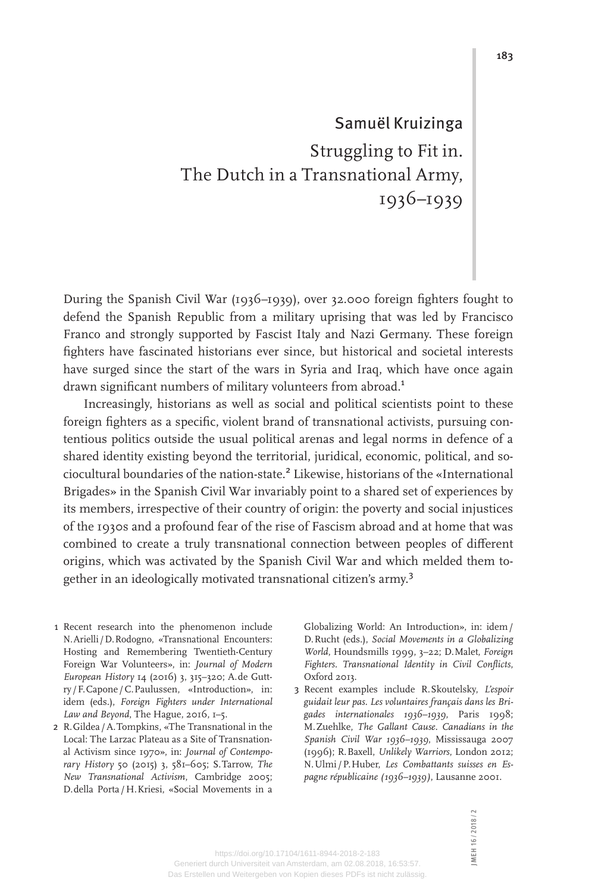## Samuël Kruizinga

# Struggling to Fit in. The Dutch in a Transnational Army, 1936–1939

During the Spanish Civil War (1936–1939), over 32.000 foreign fighters fought to defend the Spanish Republic from a military uprising that was led by Francisco Franco and strongly supported by Fascist Italy and Nazi Germany. These foreign fighters have fascinated historians ever since, but historical and societal interests have surged since the start of the wars in Syria and Iraq, which have once again drawn significant numbers of military volunteers from abroad.[1]

Increasingly, historians as well as social and political scientists point to these foreign fighters as a specific, violent brand of transnational activists, pursuing contentious politics outside the usual political arenas and legal norms in defence of a shared identity existing beyond the territorial, juridical, economic, political, and sociocultural boundaries of the nation-state.[2] Likewise, historians of the «International Brigades» in the Spanish Civil War invariably point to a shared set of experiences by its members, irrespective of their country of origin: the poverty and social injustices of the 1930s and a profound fear of the rise of Fascism abroad and at home that was combined to create a truly transnational connection between peoples of different origins, which was activated by the Spanish Civil War and which melded them together in an ideologically motivated transnational citizen's army.[3]

1 Recent research into the phenomenon include N. Arielli / D. Rodogno, «Transnational Encounters: Hosting and Remembering Twentieth-Century Foreign War Volunteers», in: *Journal of Modern European History* 14 (2016) 3, 315–320; A. de Guttry / F. Capone / C. Paulussen, «Introduction», in: idem (eds.), *Foreign Fighters under International Law and Beyond*, The Hague, 2016, 1–5.

2 R. Gildea / A. Tompkins, «The Transnational in the Local: The Larzac Plateau as a Site of Transnational Activism since 1970», in: *Journal of Contemporary History* 50 (2015) 3, 581–605; S. Tarrow, *The New Transnational Activism*, Cambridge 2005; D. della Porta / H. Kriesi, «Social Movements in a Globalizing World: An Introduction», in: idem / D. Rucht (eds.), *Social Movements in a Globalizing World*, Houndsmills 1999, 3–22; D. Malet, *Foreign Fighters. Transnational Identity in Civil Conflicts*, Oxford 2013.

3 Recent examples include R. Skoutelsky, *L'espoir guidait leur pas. Les voluntaires français dans les Brigades internationales 1936–1939*, Paris 1998; M. Zuehlke, *The Gallant Cause. Canadians in the Spanish Civil War 1936–1939*, Mississauga 2007 (1996); R. Baxell, *Unlikely Warriors*, London 2012; N. Ulmi / P. Huber, *Les Combattants suisses en Espagne républicaine (1936–1939)*, Lausanne 2001.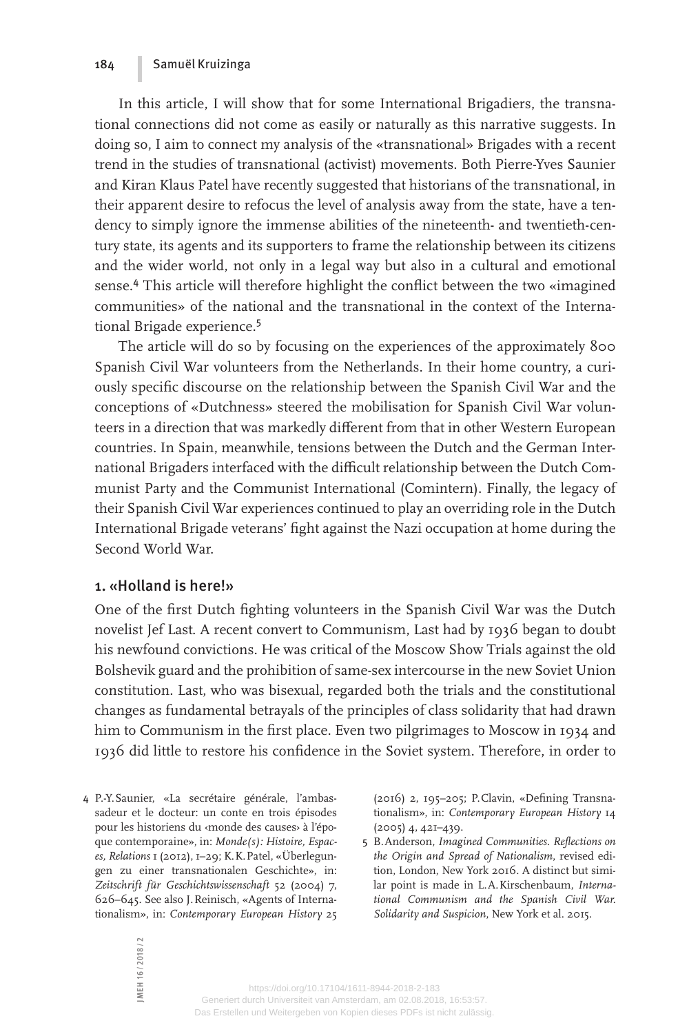In this article, I will show that for some International Brigadiers, the transnational connections did not come as easily or naturally as this narrative suggests. In doing so, I aim to connect my analysis of the «transnational» Brigades with a recent trend in the studies of transnational (activist) movements. Both Pierre-Yves Saunier and Kiran Klaus Patel have recently suggested that historians of the transnational, in their apparent desire to refocus the level of analysis away from the state, have a tendency to simply ignore the immense abilities of the nineteenth- and twentieth-century state, its agents and its supporters to frame the relationship between its citizens and the wider world, not only in a legal way but also in a cultural and emotional sense.[4] This article will therefore highlight the conflict between the two «imagined communities» of the national and the transnational in the context of the International Brigade experience.[5]

The article will do so by focusing on the experiences of the approximately 800 Spanish Civil War volunteers from the Netherlands. In their home country, a curiously specific discourse on the relationship between the Spanish Civil War and the conceptions of «Dutchness» steered the mobilisation for Spanish Civil War volunteers in a direction that was markedly different from that in other Western European countries. In Spain, meanwhile, tensions between the Dutch and the German International Brigaders interfaced with the difficult relationship between the Dutch Communist Party and the Communist International (Comintern). Finally, the legacy of their Spanish Civil War experiences continued to play an overriding role in the Dutch International Brigade veterans' fight against the Nazi occupation at home during the Second World War.

## 1. «Holland is here!»

One of the first Dutch fighting volunteers in the Spanish Civil War was the Dutch novelist Jef Last. A recent convert to Communism, Last had by 1936 began to doubt his newfound convictions. He was critical of the Moscow Show Trials against the old Bolshevik guard and the prohibition of same-sex intercourse in the new Soviet Union constitution. Last, who was bisexual, regarded both the trials and the constitutional changes as fundamental betrayals of the principles of class solidarity that had drawn him to Communism in the first place. Even two pilgrimages to Moscow in 1934 and 1936 did little to restore his confidence in the Soviet system. Therefore, in order to

4 P.-Y. Saunier, «La secrétaire générale, l'ambassadeur et le docteur: un conte en trois épisodes pour les historiens du ‹monde des causes› à l'époque contemporaine», in: *Monde(s): Histoire, Espaces, Relations* 1 (2012), 1–29; K. K. Patel, «Überlegungen zu einer transnationalen Geschichte», in: *Zeitschrift für Geschichtswissenschaft* 52 (2004) 7, 626–645. See also J. Reinisch, «Agents of Internationalism», in: *Contemporary European History* 25 (2016) 2, 195–205; P. Clavin, «Defining Transnationalism», in: *Contemporary European History* 14 (2005) 4, 421–439.

5 B. Anderson, *Imagined Communities. Reflections on the Origin and Spread of Nationalism*, revised edition, London, New York 2016. A distinct but similar point is made in L. A. Kirschenbaum, *International Communism and the Spanish Civil War. Solidarity and Suspicion*, New York et al. 2015.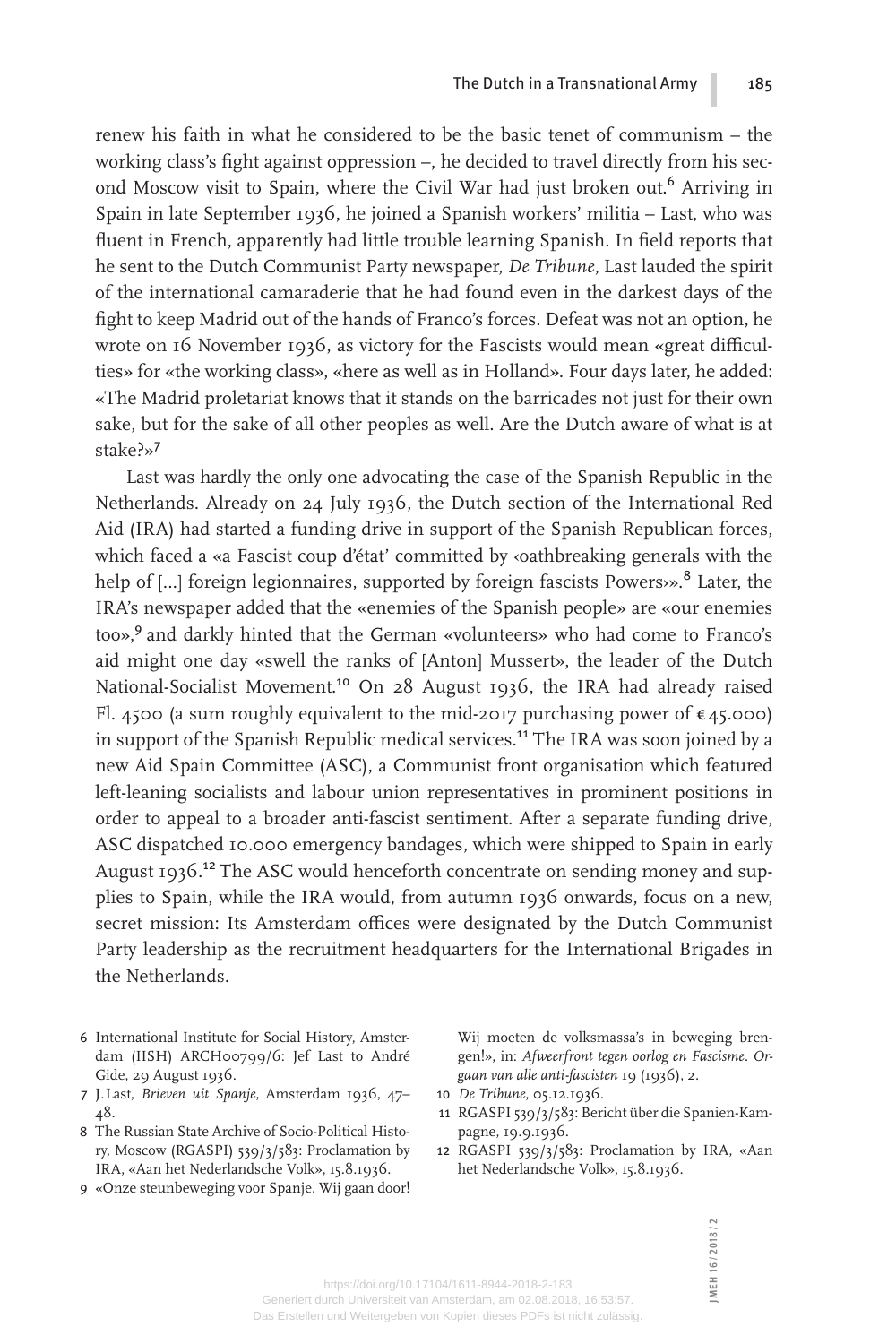renew his faith in what he considered to be the basic tenet of communism – the working class's fight against oppression –, he decided to travel directly from his second Moscow visit to Spain, where the Civil War had just broken out.[6] Arriving in Spain in late September 1936, he joined a Spanish workers' militia – Last, who was fluent in French, apparently had little trouble learning Spanish. In field reports that he sent to the Dutch Communist Party newspaper, *De Tribune*, Last lauded the spirit of the international camaraderie that he had found even in the darkest days of the fight to keep Madrid out of the hands of Franco's forces. Defeat was not an option, he wrote on 16 November 1936, as victory for the Fascists would mean «great difficulties» for «the working class», «here as well as in Holland». Four days later, he added: «The Madrid proletariat knows that it stands on the barricades not just for their own sake, but for the sake of all other peoples as well. Are the Dutch aware of what is at stake?»[7]

Last was hardly the only one advocating the case of the Spanish Republic in the Netherlands. Already on 24 July 1936, the Dutch section of the International Red Aid (IRA) had started a funding drive in support of the Spanish Republican forces, which faced a «a Fascist coup d'état' committed by ‹oathbreaking generals with the help of [...] foreign legionnaires, supported by foreign fascists Powers›».[8] Later, the IRA's newspaper added that the «enemies of the Spanish people» are «our enemies too»,[9] and darkly hinted that the German «volunteers» who had come to Franco's aid might one day «swell the ranks of [Anton] Mussert», the leader of the Dutch National-Socialist Movement.[10] On 28 August 1936, the IRA had already raised Fl. 4500 (a sum roughly equivalent to the mid-2017 purchasing power of €45.000) in support of the Spanish Republic medical services.[11] The IRA was soon joined by a new Aid Spain Committee (ASC), a Communist front organisation which featured left-leaning socialists and labour union representatives in prominent positions in order to appeal to a broader anti-fascist sentiment. After a separate funding drive, ASC dispatched 10.000 emergency bandages, which were shipped to Spain in early August 1936.[12] The ASC would henceforth concentrate on sending money and supplies to Spain, while the IRA would, from autumn 1936 onwards, focus on a new, secret mission: Its Amsterdam offices were designated by the Dutch Communist Party leadership as the recruitment headquarters for the International Brigades in the Netherlands.

6 International Institute for Social History, Amsterdam (IISH) ARCH00799/6: Jef Last to André Gide, 29 August 1936.

7 J. Last, *Brieven uit Spanje*, Amsterdam 1936, 47–48.

8 The Russian State Archive of Socio-Political History, Moscow (RGASPI) 539/3/583: Proclamation by IRA, «Aan het Nederlandsche Volk», 15.8.1936.

9 «Onze steunbeweging voor Spanje. Wij gaan door! Wij moeten de volksmassa's in beweging brengen!», in: *Afweerfront tegen oorlog en Fascisme. Orgaan van alle anti-fascisten* 19 (1936), 2.

10 *De Tribune*, 05.12.1936.

11 RGASPI 539/3/583: Bericht über die Spanien-Kampagne, 19.9.1936.

12 RGASPI 539/3/583: Proclamation by IRA, «Aan het Nederlandsche Volk», 15.8.1936.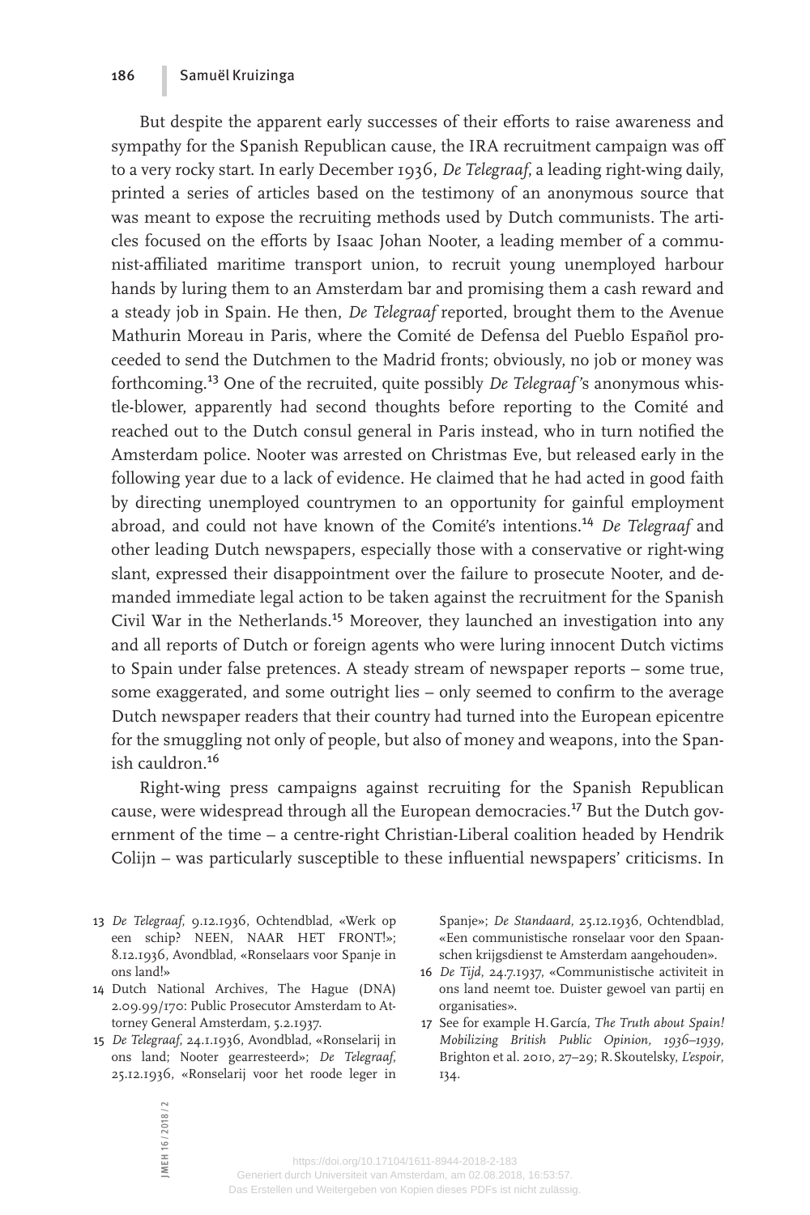But despite the apparent early successes of their efforts to raise awareness and sympathy for the Spanish Republican cause, the IRA recruitment campaign was off to a very rocky start. In early December 1936, *De Telegraaf*, a leading right-wing daily, printed a series of articles based on the testimony of an anonymous source that was meant to expose the recruiting methods used by Dutch communists. The articles focused on the efforts by Isaac Johan Nooter, a leading member of a communist-affiliated maritime transport union, to recruit young unemployed harbour hands by luring them to an Amsterdam bar and promising them a cash reward and a steady job in Spain. He then, *De Telegraaf* reported, brought them to the Avenue Mathurin Moreau in Paris, where the Comité de Defensa del Pueblo Español proceeded to send the Dutchmen to the Madrid fronts; obviously, no job or money was forthcoming.[13] One of the recruited, quite possibly *De Telegraaf*'s anonymous whistle-blower, apparently had second thoughts before reporting to the Comité and reached out to the Dutch consul general in Paris instead, who in turn notified the Amsterdam police. Nooter was arrested on Christmas Eve, but released early in the following year due to a lack of evidence. He claimed that he had acted in good faith by directing unemployed countrymen to an opportunity for gainful employment abroad, and could not have known of the Comité's intentions.[14] *De Telegraaf* and other leading Dutch newspapers, especially those with a conservative or right-wing slant, expressed their disappointment over the failure to prosecute Nooter, and demanded immediate legal action to be taken against the recruitment for the Spanish Civil War in the Netherlands.[15] Moreover, they launched an investigation into any and all reports of Dutch or foreign agents who were luring innocent Dutch victims to Spain under false pretences. A steady stream of newspaper reports – some true, some exaggerated, and some outright lies – only seemed to confirm to the average Dutch newspaper readers that their country had turned into the European epicentre for the smuggling not only of people, but also of money and weapons, into the Spanish cauldron.[16]

Right-wing press campaigns against recruiting for the Spanish Republican cause, were widespread through all the European democracies.[17] But the Dutch government of the time – a centre-right Christian-Liberal coalition headed by Hendrik Colijn – was particularly susceptible to these influential newspapers' criticisms. In

13 *De Telegraaf*, 9.12.1936, Ochtendblad, «Werk op een schip? NEEN, NAAR HET FRONT!»; 8.12.1936, Avondblad, «Ronselaars voor Spanje in ons land!»

14 Dutch National Archives, The Hague (DNA) 2.09.99/170: Public Prosecutor Amsterdam to Attorney General Amsterdam, 5.2.1937.

15 *De Telegraaf*, 24.1.1936, Avondblad, «Ronselarij in ons land; Nooter gearresteerd»; *De Telegraaf*, 25.12.1936, «Ronselarij voor het roode leger in Spanje»; *De Standaard*, 25.12.1936, Ochtendblad, «Een communistische ronselaar voor den Spaanschen krijgsdienst te Amsterdam aangehouden».

16 *De Tijd*, 24.7.1937, «Communistische activiteit in ons land neemt toe. Duister gewoel van partij en organisaties».

17 See for example H. García, *The Truth about Spain! Mobilizing British Public Opinion, 1936–1939*, Brighton et al. 2010, 27–29; R. Skoutelsky, *L'espoir*, 134.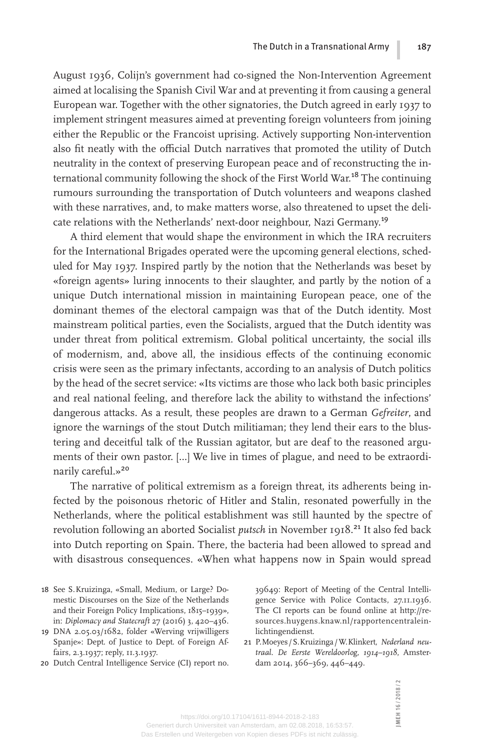August 1936, Colijn's government had co-signed the Non-Intervention Agreement aimed at localising the Spanish Civil War and at preventing it from causing a general European war. Together with the other signatories, the Dutch agreed in early 1937 to implement stringent measures aimed at preventing foreign volunteers from joining either the Republic or the Francoist uprising. Actively supporting Non-intervention also fit neatly with the official Dutch narratives that promoted the utility of Dutch neutrality in the context of preserving European peace and of reconstructing the international community following the shock of the First World War.[18] The continuing rumours surrounding the transportation of Dutch volunteers and weapons clashed with these narratives, and, to make matters worse, also threatened to upset the delicate relations with the Netherlands' next-door neighbour, Nazi Germany.[19]

A third element that would shape the environment in which the IRA recruiters for the International Brigades operated were the upcoming general elections, scheduled for May 1937. Inspired partly by the notion that the Netherlands was beset by «foreign agents» luring innocents to their slaughter, and partly by the notion of a unique Dutch international mission in maintaining European peace, one of the dominant themes of the electoral campaign was that of the Dutch identity. Most mainstream political parties, even the Socialists, argued that the Dutch identity was under threat from political extremism. Global political uncertainty, the social ills of modernism, and, above all, the insidious effects of the continuing economic crisis were seen as the primary infectants, according to an analysis of Dutch politics by the head of the secret service: «Its victims are those who lack both basic principles and real national feeling, and therefore lack the ability to withstand the infections' dangerous attacks. As a result, these peoples are drawn to a German *Gefreiter*, and ignore the warnings of the stout Dutch militiaman; they lend their ears to the blustering and deceitful talk of the Russian agitator, but are deaf to the reasoned arguments of their own pastor. [...] We live in times of plague, and need to be extraordinarily careful.»[20]

The narrative of political extremism as a foreign threat, its adherents being infected by the poisonous rhetoric of Hitler and Stalin, resonated powerfully in the Netherlands, where the political establishment was still haunted by the spectre of revolution following an aborted Socialist *putsch* in November 1918.[21] It also fed back into Dutch reporting on Spain. There, the bacteria had been allowed to spread and with disastrous consequences. «When what happens now in Spain would spread

---

18 See S. Kruizinga, «Small, Medium, or Large? Domestic Discourses on the Size of the Netherlands and their Foreign Policy Implications, 1815–1939», in: *Diplomacy and Statecraft* 27 (2016) 3, 420–436.

19 DNA 2.05.03/1682, folder «Werving vrijwilligers Spanje»: Dept. of Justice to Dept. of Foreign Affairs, 2.3.1937; reply, 11.3.1937.

20 Dutch Central Intelligence Service (CI) report no. 39649: Report of Meeting of the Central Intelligence Service with Police Contacts, 27.11.1936. The CI reports can be found online at http://resources.huygens.knaw.nl/rapportencentraleinlichtingendienst.

21 P. Moeyes / S. Kruizinga / W. Klinkert, *Nederland neutraal. De Eerste Wereldoorlog, 1914–1918*, Amsterdam 2014, 366–369, 446–449.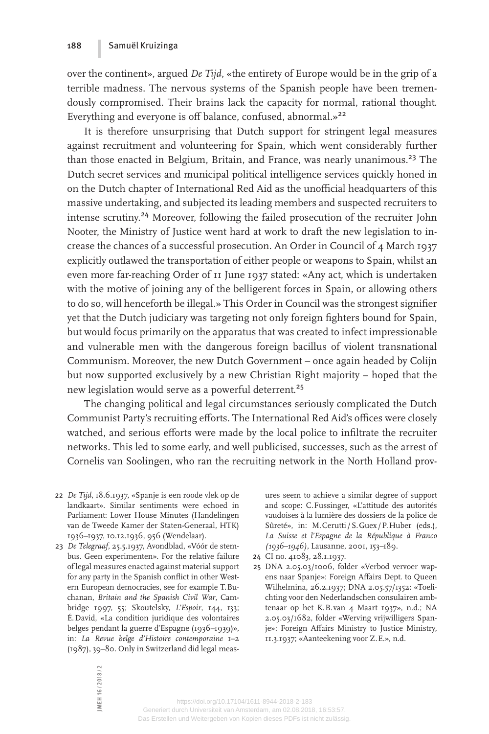over the continent», argued *De Tijd*, «the entirety of Europe would be in the grip of a terrible madness. The nervous systems of the Spanish people have been tremendously compromised. Their brains lack the capacity for normal, rational thought. Everything and everyone is off balance, confused, abnormal.»[22]

It is therefore unsurprising that Dutch support for stringent legal measures against recruitment and volunteering for Spain, which went considerably further than those enacted in Belgium, Britain, and France, was nearly unanimous.[23] The Dutch secret services and municipal political intelligence services quickly honed in on the Dutch chapter of International Red Aid as the unofficial headquarters of this massive undertaking, and subjected its leading members and suspected recruiters to intense scrutiny.[24] Moreover, following the failed prosecution of the recruiter John Nooter, the Ministry of Justice went hard at work to draft the new legislation to increase the chances of a successful prosecution. An Order in Council of 4 March 1937 explicitly outlawed the transportation of either people or weapons to Spain, whilst an even more far-reaching Order of 11 June 1937 stated: «Any act, which is undertaken with the motive of joining any of the belligerent forces in Spain, or allowing others to do so, will henceforth be illegal.» This Order in Council was the strongest signifier yet that the Dutch judiciary was targeting not only foreign fighters bound for Spain, but would focus primarily on the apparatus that was created to infect impressionable and vulnerable men with the dangerous foreign bacillus of violent transnational Communism. Moreover, the new Dutch Government – once again headed by Colijn but now supported exclusively by a new Christian Right majority – hoped that the new legislation would serve as a powerful deterrent.[25]

The changing political and legal circumstances seriously complicated the Dutch Communist Party's recruiting efforts. The International Red Aid's offices were closely watched, and serious efforts were made by the local police to infiltrate the recruiter networks. This led to some early, and well publicised, successes, such as the arrest of Cornelis van Soolingen, who ran the recruiting network in the North Holland prov-

22 *De Tijd*, 18.6.1937, «Spanje is een roode vlek op de landkaart». Similar sentiments were echoed in Parliament: Lower House Minutes (Handelingen van de Tweede Kamer der Staten-Generaal, HTK) 1936–1937, 10.12.1936, 956 (Wendelaar).

23 *De Telegraaf*, 25.5.1937, Avondblad, «Vóór de stembus. Geen experimenten». For the relative failure of legal measures enacted against material support for any party in the Spanish conflict in other Western European democracies, see for example T. Buchanan, *Britain and the Spanish Civil War*, Cambridge 1997, 55; Skoutelsky, *L'Espoir*, 144, 133; É. David, «La condition juridique des volontaires belges pendant la guerre d'Espagne (1936–1939)», in: *La Revue belge d'Histoire contemporaine* 1–2 (1987), 39–80. Only in Switzerland did legal measures seem to achieve a similar degree of support and scope: C. Fussinger, «L'attitude des autorités vaudoises à la lumière des dossiers de la police de Sûreté», in: M. Cerutti / S. Guex / P. Huber (eds.), *La Suisse et l'Espagne de la République à Franco (1936–1946)*, Lausanne, 2001, 153–189.

24 CI no. 41083, 28.1.1937.

25 DNA 2.05.03/1006, folder «Verbod vervoer wapens naar Spanje»: Foreign Affairs Dept. to Queen Wilhelmina, 26.2.1937; DNA 2.05.57/1352: «Toelichting voor den Nederlandschen consulairen ambtenaar op het K.B. van 4 Maart 1937», n.d.; NA 2.05.03/1682, folder «Werving vrijwilligers Spanje»: Foreign Affairs Ministry to Justice Ministry, 11.3.1937; «Aanteekening voor Z.E.», n.d.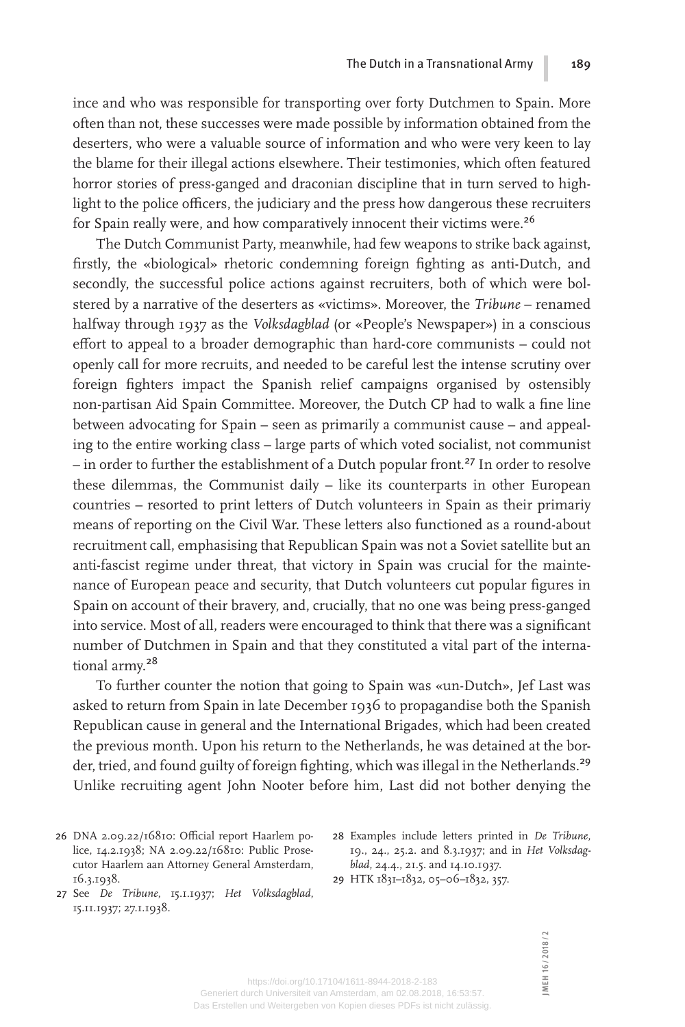ince and who was responsible for transporting over forty Dutchmen to Spain. More often than not, these successes were made possible by information obtained from the deserters, who were a valuable source of information and who were very keen to lay the blame for their illegal actions elsewhere. Their testimonies, which often featured horror stories of press-ganged and draconian discipline that in turn served to highlight to the police officers, the judiciary and the press how dangerous these recruiters for Spain really were, and how comparatively innocent their victims were.[26]

The Dutch Communist Party, meanwhile, had few weapons to strike back against, firstly, the «biological» rhetoric condemning foreign fighting as anti-Dutch, and secondly, the successful police actions against recruiters, both of which were bolstered by a narrative of the deserters as «victims». Moreover, the *Tribune* – renamed halfway through 1937 as the *Volksdagblad* (or «People's Newspaper») in a conscious effort to appeal to a broader demographic than hard-core communists – could not openly call for more recruits, and needed to be careful lest the intense scrutiny over foreign fighters impact the Spanish relief campaigns organised by ostensibly non-partisan Aid Spain Committee. Moreover, the Dutch CP had to walk a fine line between advocating for Spain – seen as primarily a communist cause – and appealing to the entire working class – large parts of which voted socialist, not communist – in order to further the establishment of a Dutch popular front.[27] In order to resolve these dilemmas, the Communist daily – like its counterparts in other European countries – resorted to print letters of Dutch volunteers in Spain as their primariy means of reporting on the Civil War. These letters also functioned as a round-about recruitment call, emphasising that Republican Spain was not a Soviet satellite but an anti-fascist regime under threat, that victory in Spain was crucial for the maintenance of European peace and security, that Dutch volunteers cut popular figures in Spain on account of their bravery, and, crucially, that no one was being press-ganged into service. Most of all, readers were encouraged to think that there was a significant number of Dutchmen in Spain and that they constituted a vital part of the international army.[28]

To further counter the notion that going to Spain was «un-Dutch», Jef Last was asked to return from Spain in late December 1936 to propagandise both the Spanish Republican cause in general and the International Brigades, which had been created the previous month. Upon his return to the Netherlands, he was detained at the border, tried, and found guilty of foreign fighting, which was illegal in the Netherlands.[29] Unlike recruiting agent John Nooter before him, Last did not bother denying the

26 DNA 2.09.22/16810: Official report Haarlem police, 14.2.1938; NA 2.09.22/16810: Public Prosecutor Haarlem aan Attorney General Amsterdam, 16.3.1938.

27 See *De Tribune*, 15.1.1937; *Het Volksdagblad*, 15.11.1937; 27.1.1938.

28 Examples include letters printed in *De Tribune*, 19., 24., 25.2. and 8.3.1937; and in *Het Volksdagblad*, 24.4., 21.5. and 14.10.1937.

29 HTK 1831–1832, 05–06–1832, 357.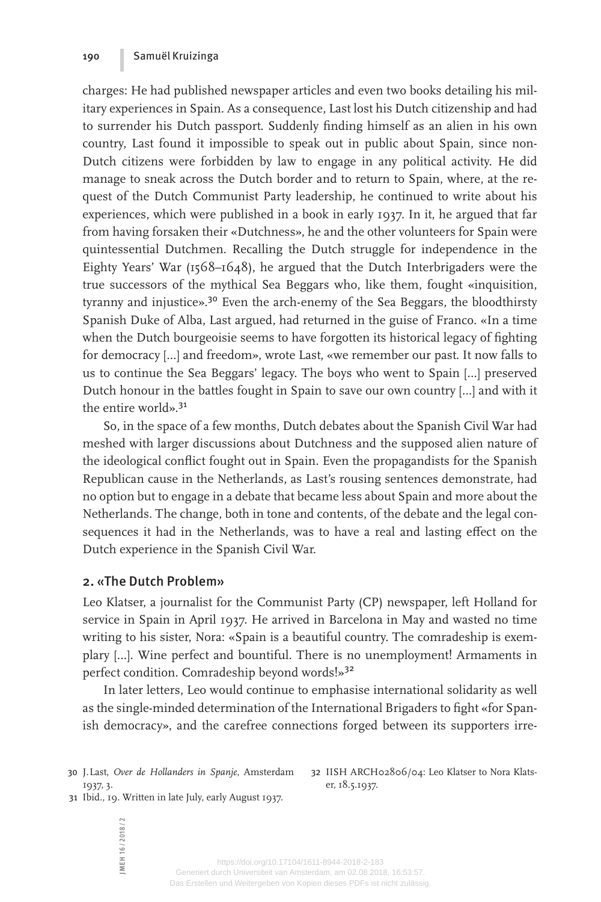charges: He had published newspaper articles and even two books detailing his military experiences in Spain. As a consequence, Last lost his Dutch citizenship and had to surrender his Dutch passport. Suddenly finding himself as an alien in his own country, Last found it impossible to speak out in public about Spain, since non-Dutch citizens were forbidden by law to engage in any political activity. He did manage to sneak across the Dutch border and to return to Spain, where, at the request of the Dutch Communist Party leadership, he continued to write about his experiences, which were published in a book in early 1937. In it, he argued that far from having forsaken their «Dutchness», he and the other volunteers for Spain were quintessential Dutchmen. Recalling the Dutch struggle for independence in the Eighty Years' War (1568–1648), he argued that the Dutch Interbrigaders were the true successors of the mythical Sea Beggars who, like them, fought «inquisition, tyranny and injustice».[30] Even the arch-enemy of the Sea Beggars, the bloodthirsty Spanish Duke of Alba, Last argued, had returned in the guise of Franco. «In a time when the Dutch bourgeoisie seems to have forgotten its historical legacy of fighting for democracy [...] and freedom», wrote Last, «we remember our past. It now falls to us to continue the Sea Beggars' legacy. The boys who went to Spain [...] preserved Dutch honour in the battles fought in Spain to save our own country [...] and with it the entire world».[31]

So, in the space of a few months, Dutch debates about the Spanish Civil War had meshed with larger discussions about Dutchness and the supposed alien nature of the ideological conflict fought out in Spain. Even the propagandists for the Spanish Republican cause in the Netherlands, as Last's rousing sentences demonstrate, had no option but to engage in a debate that became less about Spain and more about the Netherlands. The change, both in tone and contents, of the debate and the legal consequences it had in the Netherlands, was to have a real and lasting effect on the Dutch experience in the Spanish Civil War.

## 2. «The Dutch Problem»

Leo Klatser, a journalist for the Communist Party (CP) newspaper, left Holland for service in Spain in April 1937. He arrived in Barcelona in May and wasted no time writing to his sister, Nora: «Spain is a beautiful country. The comradeship is exemplary [...]. Wine perfect and bountiful. There is no unemployment! Armaments in perfect condition. Comradeship beyond words!»[32]

In later letters, Leo would continue to emphasise international solidarity as well as the single-minded determination of the International Brigaders to fight «for Spanish democracy», and the carefree connections forged between its supporters irre-

30 J. Last, *Over de Hollanders in Spanje*, Amsterdam 1937, 3.

31 Ibid., 19. Written in late July, early August 1937.

32 IISH ARCH02806/04: Leo Klatser to Nora Klatser, 18.5.1937.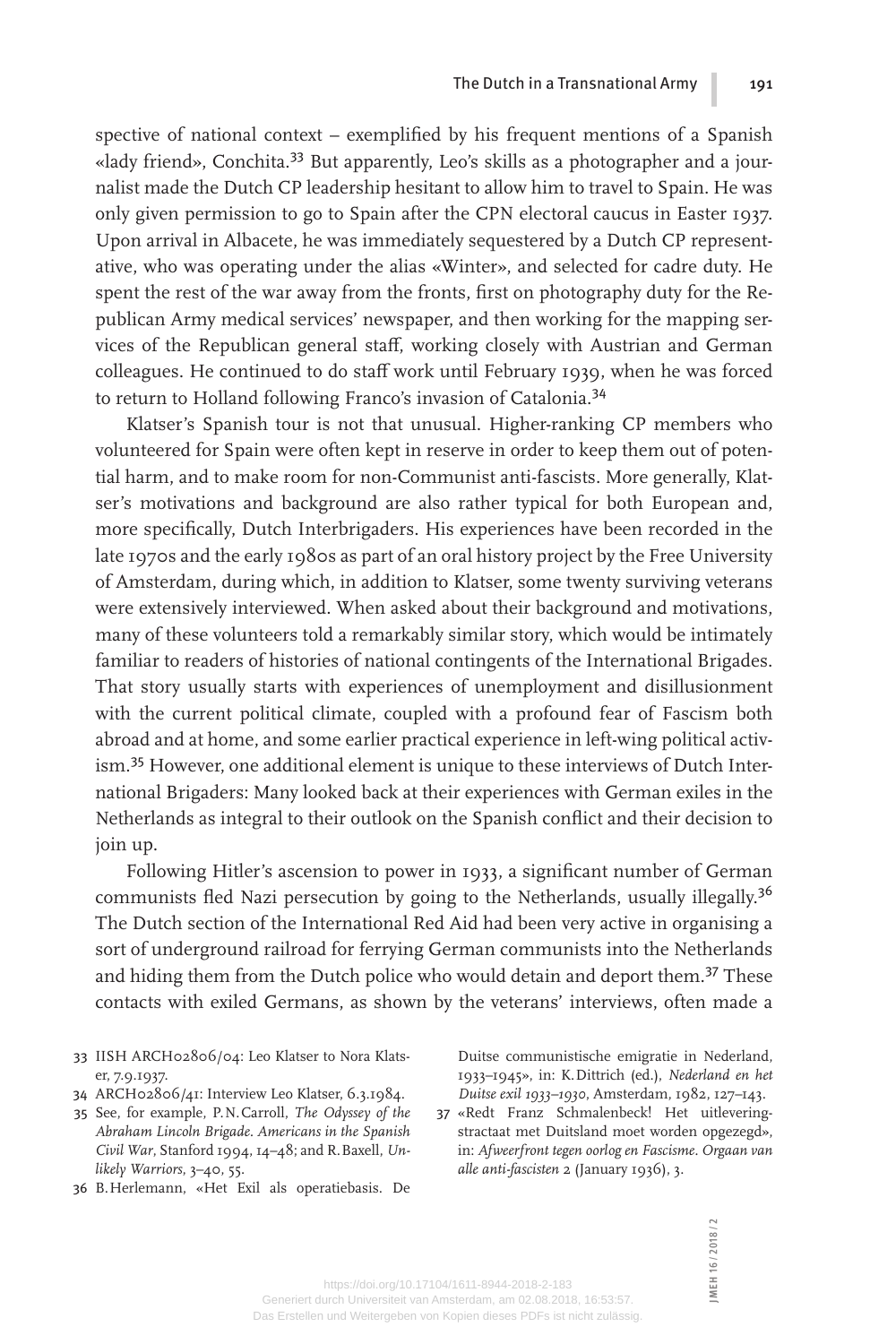spective of national context – exemplified by his frequent mentions of a Spanish «lady friend», Conchita.[33] But apparently, Leo's skills as a photographer and a journalist made the Dutch CP leadership hesitant to allow him to travel to Spain. He was only given permission to go to Spain after the CPN electoral caucus in Easter 1937. Upon arrival in Albacete, he was immediately sequestered by a Dutch CP representative, who was operating under the alias «Winter», and selected for cadre duty. He spent the rest of the war away from the fronts, first on photography duty for the Republican Army medical services' newspaper, and then working for the mapping services of the Republican general staff, working closely with Austrian and German colleagues. He continued to do staff work until February 1939, when he was forced to return to Holland following Franco's invasion of Catalonia.[34]

Klatser's Spanish tour is not that unusual. Higher-ranking CP members who volunteered for Spain were often kept in reserve in order to keep them out of potential harm, and to make room for non-Communist anti-fascists. More generally, Klatser's motivations and background are also rather typical for both European and, more specifically, Dutch Interbrigaders. His experiences have been recorded in the late 1970s and the early 1980s as part of an oral history project by the Free University of Amsterdam, during which, in addition to Klatser, some twenty surviving veterans were extensively interviewed. When asked about their background and motivations, many of these volunteers told a remarkably similar story, which would be intimately familiar to readers of histories of national contingents of the International Brigades. That story usually starts with experiences of unemployment and disillusionment with the current political climate, coupled with a profound fear of Fascism both abroad and at home, and some earlier practical experience in left-wing political activism.[35] However, one additional element is unique to these interviews of Dutch International Brigaders: Many looked back at their experiences with German exiles in the Netherlands as integral to their outlook on the Spanish conflict and their decision to join up.

Following Hitler's ascension to power in 1933, a significant number of German communists fled Nazi persecution by going to the Netherlands, usually illegally.[36] The Dutch section of the International Red Aid had been very active in organising a sort of underground railroad for ferrying German communists into the Netherlands and hiding them from the Dutch police who would detain and deport them.[37] These contacts with exiled Germans, as shown by the veterans' interviews, often made a

33 IISH ARCH02806/04: Leo Klatser to Nora Klatser, 7.9.1937.

34 ARCH02806/41: Interview Leo Klatser, 6.3.1984.

35 See, for example, P.N. Carroll, *The Odyssey of the Abraham Lincoln Brigade. Americans in the Spanish Civil War*, Stanford 1994, 14–48; and R. Baxell, *Unlikely Warriors*, 3–40, 55.

36 B. Herlemann, «Het Exil als operatiebasis. De Duitse communistische emigratie in Nederland, 1933–1945», in: K. Dittrich (ed.), *Nederland en het Duitse exil 1933–1930*, Amsterdam, 1982, 127–143.

37 «Redt Franz Schmalenbeck! Het uitleveringstractaat met Duitsland moet worden opgezegd», in: *Afweerfront tegen oorlog en Fascisme. Orgaan van alle anti-fascisten* 2 (January 1936), 3.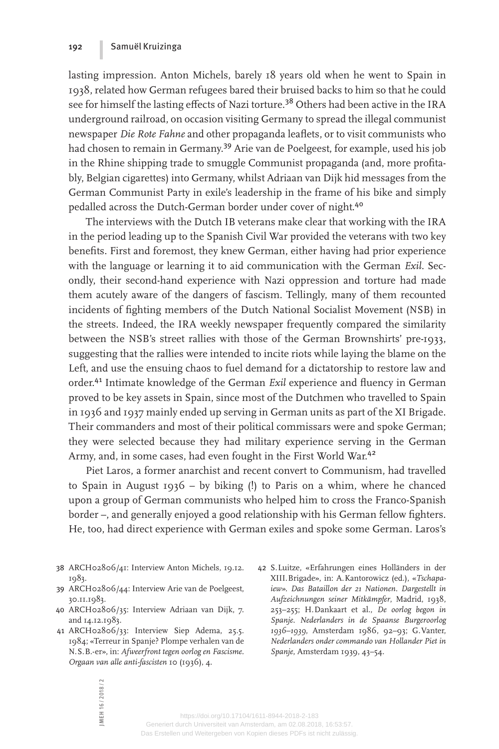lasting impression. Anton Michels, barely 18 years old when he went to Spain in 1938, related how German refugees bared their bruised backs to him so that he could see for himself the lasting effects of Nazi torture.[38] Others had been active in the IRA underground railroad, on occasion visiting Germany to spread the illegal communist newspaper *Die Rote Fahne* and other propaganda leaflets, or to visit communists who had chosen to remain in Germany.[39] Arie van de Poelgeest, for example, used his job in the Rhine shipping trade to smuggle Communist propaganda (and, more profitably, Belgian cigarettes) into Germany, whilst Adriaan van Dijk hid messages from the German Communist Party in exile's leadership in the frame of his bike and simply pedalled across the Dutch-German border under cover of night.[40]

The interviews with the Dutch IB veterans make clear that working with the IRA in the period leading up to the Spanish Civil War provided the veterans with two key benefits. First and foremost, they knew German, either having had prior experience with the language or learning it to aid communication with the German *Exil*. Secondly, their second-hand experience with Nazi oppression and torture had made them acutely aware of the dangers of fascism. Tellingly, many of them recounted incidents of fighting members of the Dutch National Socialist Movement (NSB) in the streets. Indeed, the IRA weekly newspaper frequently compared the similarity between the NSB's street rallies with those of the German Brownshirts' pre-1933, suggesting that the rallies were intended to incite riots while laying the blame on the Left, and use the ensuing chaos to fuel demand for a dictatorship to restore law and order.[41] Intimate knowledge of the German *Exil* experience and fluency in German proved to be key assets in Spain, since most of the Dutchmen who travelled to Spain in 1936 and 1937 mainly ended up serving in German units as part of the XI Brigade. Their commanders and most of their political commissars were and spoke German; they were selected because they had military experience serving in the German Army, and, in some cases, had even fought in the First World War.[42]

Piet Laros, a former anarchist and recent convert to Communism, had travelled to Spain in August 1936 – by biking (!) to Paris on a whim, where he chanced upon a group of German communists who helped him to cross the Franco-Spanish border –, and generally enjoyed a good relationship with his German fellow fighters. He, too, had direct experience with German exiles and spoke some German. Laros's

38 ARCH02806/41: Interview Anton Michels, 19.12.1983.

39 ARCH02806/44: Interview Arie van de Poelgeest, 30.11.1983.

40 ARCH02806/35: Interview Adriaan van Dijk, 7. and 14.12.1983.

41 ARCH02806/33: Interview Siep Adema, 25.5.1984; «Terreur in Spanje? Plompe verhalen van de N.S.B.-er», in: *Afweerfront tegen oorlog en Fascisme. Orgaan van alle anti-fascisten* 10 (1936), 4.

42 S. Luitze, «Erfahrungen eines Holländers in der XIII. Brigade», in: A. Kantorowicz (ed.), «*Tschapaiew*». *Das Bataillon der 21 Nationen. Dargestellt in Aufzeichnungen seiner Mitkämpfer*, Madrid, 1938, 253–255; H. Dankaart et al., *De oorlog begon in Spanje. Nederlanders in de Spaanse Burgeroorlog 1936–1939*, Amsterdam 1986, 92–93; G. Vanter, *Nederlanders onder commando van Hollander Piet in Spanje*, Amsterdam 1939, 43–54.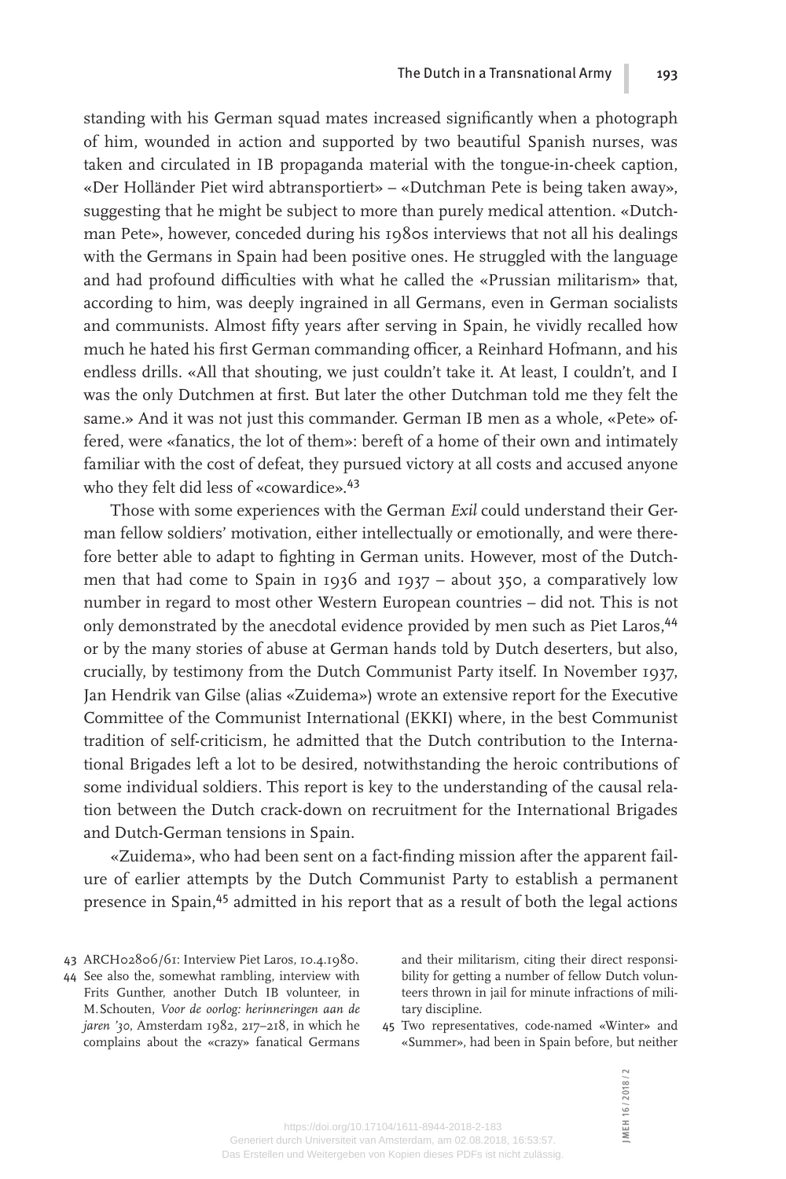standing with his German squad mates increased significantly when a photograph of him, wounded in action and supported by two beautiful Spanish nurses, was taken and circulated in IB propaganda material with the tongue-in-cheek caption, «Der Holländer Piet wird abtransportiert» – «Dutchman Pete is being taken away», suggesting that he might be subject to more than purely medical attention. «Dutchman Pete», however, conceded during his 1980s interviews that not all his dealings with the Germans in Spain had been positive ones. He struggled with the language and had profound difficulties with what he called the «Prussian militarism» that, according to him, was deeply ingrained in all Germans, even in German socialists and communists. Almost fifty years after serving in Spain, he vividly recalled how much he hated his first German commanding officer, a Reinhard Hofmann, and his endless drills. «All that shouting, we just couldn't take it. At least, I couldn't, and I was the only Dutchmen at first. But later the other Dutchman told me they felt the same.» And it was not just this commander. German IB men as a whole, «Pete» offered, were «fanatics, the lot of them»: bereft of a home of their own and intimately familiar with the cost of defeat, they pursued victory at all costs and accused anyone who they felt did less of «cowardice».[43]

Those with some experiences with the German *Exil* could understand their German fellow soldiers' motivation, either intellectually or emotionally, and were therefore better able to adapt to fighting in German units. However, most of the Dutchmen that had come to Spain in 1936 and 1937 – about 350, a comparatively low number in regard to most other Western European countries – did not. This is not only demonstrated by the anecdotal evidence provided by men such as Piet Laros,[44] or by the many stories of abuse at German hands told by Dutch deserters, but also, crucially, by testimony from the Dutch Communist Party itself. In November 1937, Jan Hendrik van Gilse (alias «Zuidema») wrote an extensive report for the Executive Committee of the Communist International (EKKI) where, in the best Communist tradition of self-criticism, he admitted that the Dutch contribution to the International Brigades left a lot to be desired, notwithstanding the heroic contributions of some individual soldiers. This report is key to the understanding of the causal relation between the Dutch crack-down on recruitment for the International Brigades and Dutch-German tensions in Spain.

«Zuidema», who had been sent on a fact-finding mission after the apparent failure of earlier attempts by the Dutch Communist Party to establish a permanent presence in Spain,[45] admitted in his report that as a result of both the legal actions

43 ARCH02806/61: Interview Piet Laros, 10.4.1980.

44 See also the, somewhat rambling, interview with Frits Gunther, another Dutch IB volunteer, in M. Schouten, *Voor de oorlog: herinneringen aan de jaren '30*, Amsterdam 1982, 217–218, in which he complains about the «crazy» fanatical Germans and their militarism, citing their direct responsibility for getting a number of fellow Dutch volunteers thrown in jail for minute infractions of military discipline.

45 Two representatives, code-named «Winter» and «Summer», had been in Spain before, but neither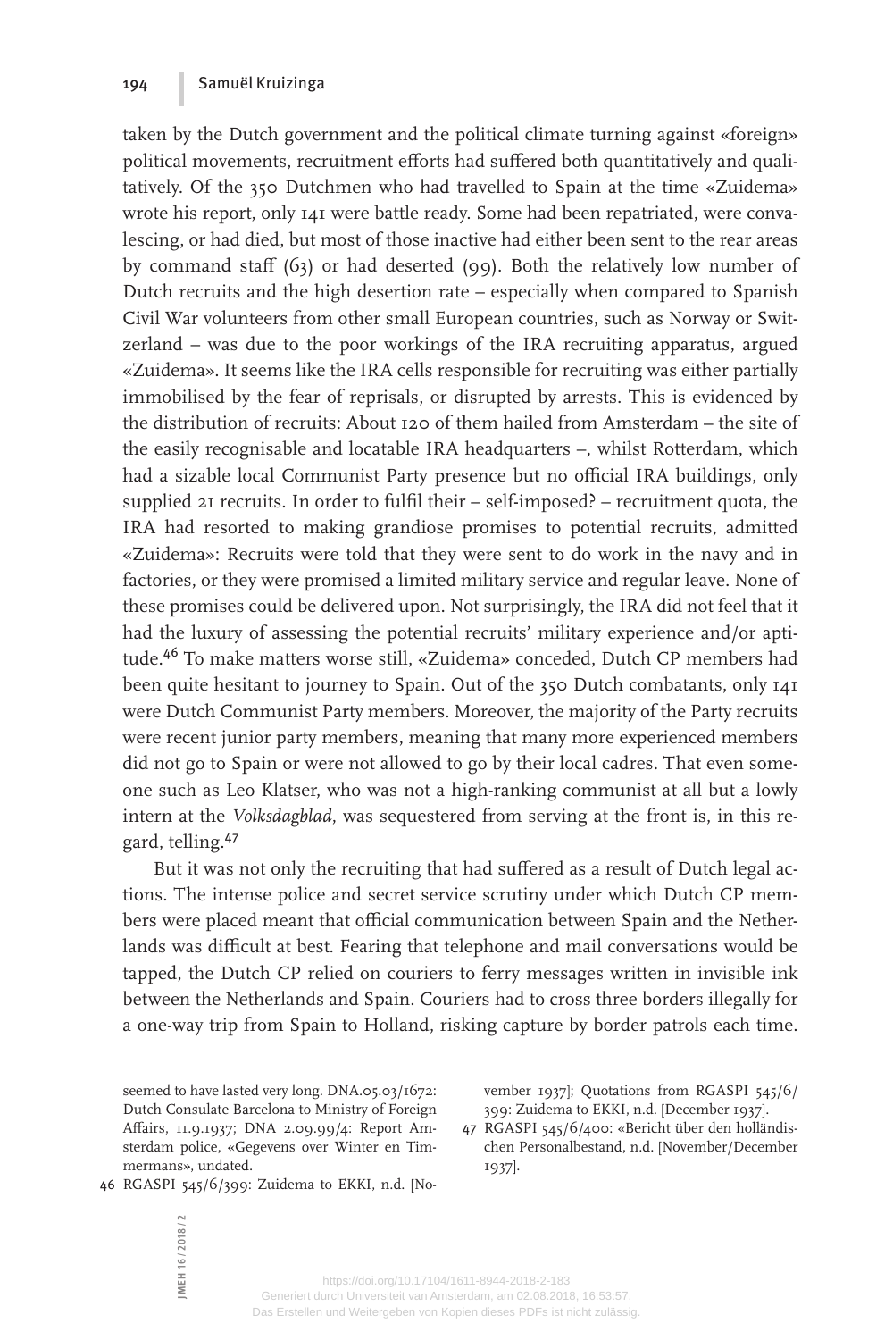taken by the Dutch government and the political climate turning against «foreign» political movements, recruitment efforts had suffered both quantitatively and qualitatively. Of the 350 Dutchmen who had travelled to Spain at the time «Zuidema» wrote his report, only 141 were battle ready. Some had been repatriated, were convalescing, or had died, but most of those inactive had either been sent to the rear areas by command staff (63) or had deserted (99). Both the relatively low number of Dutch recruits and the high desertion rate – especially when compared to Spanish Civil War volunteers from other small European countries, such as Norway or Switzerland – was due to the poor workings of the IRA recruiting apparatus, argued «Zuidema». It seems like the IRA cells responsible for recruiting was either partially immobilised by the fear of reprisals, or disrupted by arrests. This is evidenced by the distribution of recruits: About 120 of them hailed from Amsterdam – the site of the easily recognisable and locatable IRA headquarters –, whilst Rotterdam, which had a sizable local Communist Party presence but no official IRA buildings, only supplied 21 recruits. In order to fulfil their – self-imposed? – recruitment quota, the IRA had resorted to making grandiose promises to potential recruits, admitted «Zuidema»: Recruits were told that they were sent to do work in the navy and in factories, or they were promised a limited military service and regular leave. None of these promises could be delivered upon. Not surprisingly, the IRA did not feel that it had the luxury of assessing the potential recruits' military experience and/or aptitude.[46] To make matters worse still, «Zuidema» conceded, Dutch CP members had been quite hesitant to journey to Spain. Out of the 350 Dutch combatants, only 141 were Dutch Communist Party members. Moreover, the majority of the Party recruits were recent junior party members, meaning that many more experienced members did not go to Spain or were not allowed to go by their local cadres. That even someone such as Leo Klatser, who was not a high-ranking communist at all but a lowly intern at the *Volksdagblad*, was sequestered from serving at the front is, in this regard, telling.[47]

But it was not only the recruiting that had suffered as a result of Dutch legal actions. The intense police and secret service scrutiny under which Dutch CP members were placed meant that official communication between Spain and the Netherlands was difficult at best. Fearing that telephone and mail conversations would be tapped, the Dutch CP relied on couriers to ferry messages written in invisible ink between the Netherlands and Spain. Couriers had to cross three borders illegally for a one-way trip from Spain to Holland, risking capture by border patrols each time.

seemed to have lasted very long. DNA.05.03/1672: Dutch Consulate Barcelona to Ministry of Foreign Affairs, 11.9.1937; DNA 2.09.99/4: Report Amsterdam police, «Gegevens over Winter en Timmermans», undated.

46 RGASPI 545/6/399: Zuidema to EKKI, n.d. [November 1937]; Quotations from RGASPI 545/6/399: Zuidema to EKKI, n.d. [December 1937].

47 RGASPI 545/6/400: «Bericht über den holländischen Personalbestand, n.d. [November/December 1937].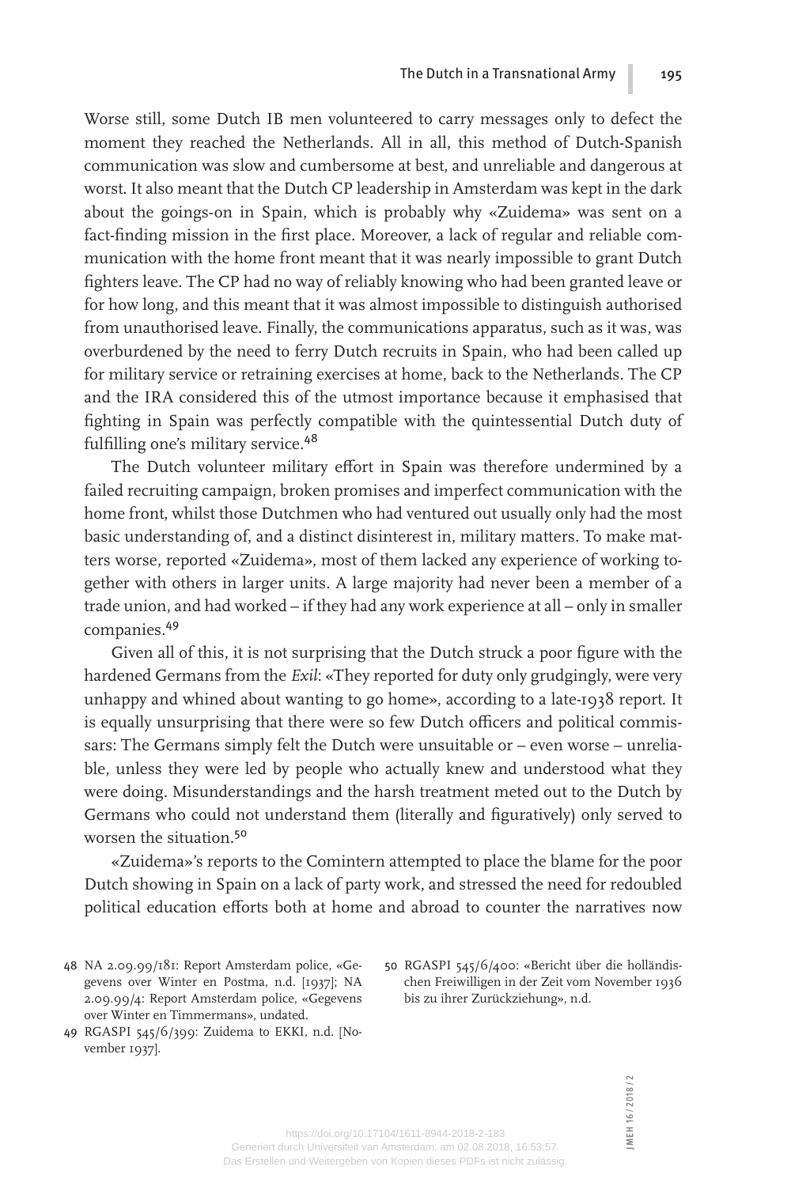Worse still, some Dutch IB men volunteered to carry messages only to defect the moment they reached the Netherlands. All in all, this method of Dutch-Spanish communication was slow and cumbersome at best, and unreliable and dangerous at worst. It also meant that the Dutch CP leadership in Amsterdam was kept in the dark about the goings-on in Spain, which is probably why «Zuidema» was sent on a fact-finding mission in the first place. Moreover, a lack of regular and reliable communication with the home front meant that it was nearly impossible to grant Dutch fighters leave. The CP had no way of reliably knowing who had been granted leave or for how long, and this meant that it was almost impossible to distinguish authorised from unauthorised leave. Finally, the communications apparatus, such as it was, was overburdened by the need to ferry Dutch recruits in Spain, who had been called up for military service or retraining exercises at home, back to the Netherlands. The CP and the IRA considered this of the utmost importance because it emphasised that fighting in Spain was perfectly compatible with the quintessential Dutch duty of fulfilling one's military service.[48]

The Dutch volunteer military effort in Spain was therefore undermined by a failed recruiting campaign, broken promises and imperfect communication with the home front, whilst those Dutchmen who had ventured out usually only had the most basic understanding of, and a distinct disinterest in, military matters. To make matters worse, reported «Zuidema», most of them lacked any experience of working together with others in larger units. A large majority had never been a member of a trade union, and had worked – if they had any work experience at all – only in smaller companies.[49]

Given all of this, it is not surprising that the Dutch struck a poor figure with the hardened Germans from the *Exil*: «They reported for duty only grudgingly, were very unhappy and whined about wanting to go home», according to a late-1938 report. It is equally unsurprising that there were so few Dutch officers and political commissars: The Germans simply felt the Dutch were unsuitable or – even worse – unreliable, unless they were led by people who actually knew and understood what they were doing. Misunderstandings and the harsh treatment meted out to the Dutch by Germans who could not understand them (literally and figuratively) only served to worsen the situation.[50]

«Zuidema»'s reports to the Comintern attempted to place the blame for the poor Dutch showing in Spain on a lack of party work, and stressed the need for redoubled political education efforts both at home and abroad to counter the narratives now

48 NA 2.09.99/181: Report Amsterdam police, «Gegevens over Winter en Postma, n.d. [1937]; NA 2.09.99/4: Report Amsterdam police, «Gegevens over Winter en Timmermans», undated.

49 RGASPI 545/6/399: Zuidema to EKKI, n.d. [November 1937].

50 RGASPI 545/6/400: «Bericht über die holländischen Freiwilligen in der Zeit vom November 1936 bis zu ihrer Zurückziehung», n.d.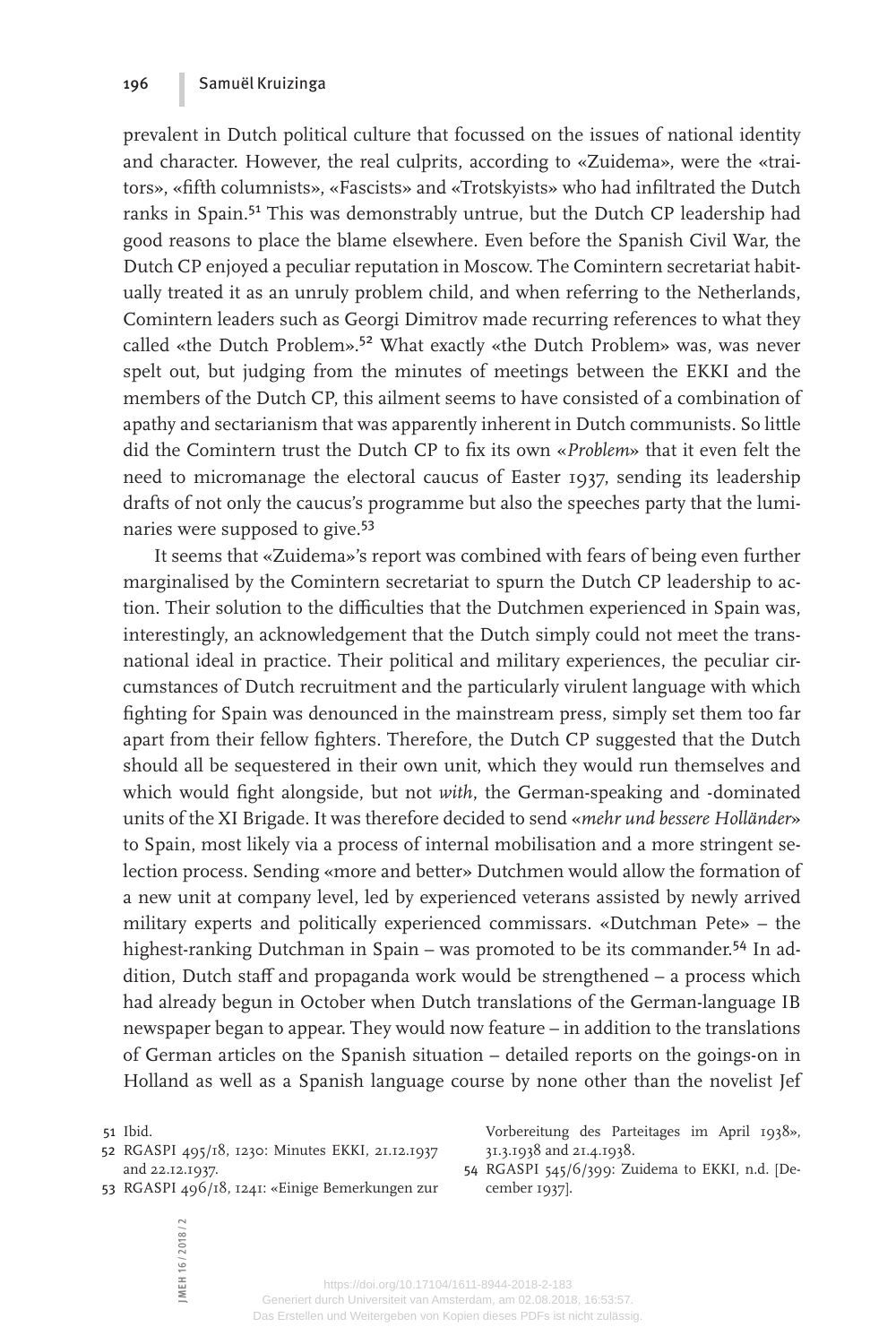prevalent in Dutch political culture that focussed on the issues of national identity and character. However, the real culprits, according to «Zuidema», were the «traitors», «fifth columnists», «Fascists» and «Trotskyists» who had infiltrated the Dutch ranks in Spain.[51] This was demonstrably untrue, but the Dutch CP leadership had good reasons to place the blame elsewhere. Even before the Spanish Civil War, the Dutch CP enjoyed a peculiar reputation in Moscow. The Comintern secretariat habitually treated it as an unruly problem child, and when referring to the Netherlands, Comintern leaders such as Georgi Dimitrov made recurring references to what they called «the Dutch Problem».[52] What exactly «the Dutch Problem» was, was never spelt out, but judging from the minutes of meetings between the EKKI and the members of the Dutch CP, this ailment seems to have consisted of a combination of apathy and sectarianism that was apparently inherent in Dutch communists. So little did the Comintern trust the Dutch CP to fix its own «*Problem*» that it even felt the need to micromanage the electoral caucus of Easter 1937, sending its leadership drafts of not only the caucus's programme but also the speeches party that the luminaries were supposed to give.[53]

It seems that «Zuidema»'s report was combined with fears of being even further marginalised by the Comintern secretariat to spurn the Dutch CP leadership to action. Their solution to the difficulties that the Dutchmen experienced in Spain was, interestingly, an acknowledgement that the Dutch simply could not meet the transnational ideal in practice. Their political and military experiences, the peculiar circumstances of Dutch recruitment and the particularly virulent language with which fighting for Spain was denounced in the mainstream press, simply set them too far apart from their fellow fighters. Therefore, the Dutch CP suggested that the Dutch should all be sequestered in their own unit, which they would run themselves and which would fight alongside, but not *with*, the German-speaking and -dominated units of the XI Brigade. It was therefore decided to send «*mehr und bessere Holländer*» to Spain, most likely via a process of internal mobilisation and a more stringent selection process. Sending «more and better» Dutchmen would allow the formation of a new unit at company level, led by experienced veterans assisted by newly arrived military experts and politically experienced commissars. «Dutchman Pete» – the highest-ranking Dutchman in Spain – was promoted to be its commander.[54] In addition, Dutch staff and propaganda work would be strengthened – a process which had already begun in October when Dutch translations of the German-language IB newspaper began to appear. They would now feature – in addition to the translations of German articles on the Spanish situation – detailed reports on the goings-on in Holland as well as a Spanish language course by none other than the novelist Jef

51 Ibid.

52 RGASPI 495/18, 1230: Minutes EKKI, 21.12.1937 and 22.12.1937.

53 RGASPI 496/18, 1241: «Einige Bemerkungen zur Vorbereitung des Parteitages im April 1938», 31.3.1938 and 21.4.1938.

54 RGASPI 545/6/399: Zuidema to EKKI, n.d. [December 1937].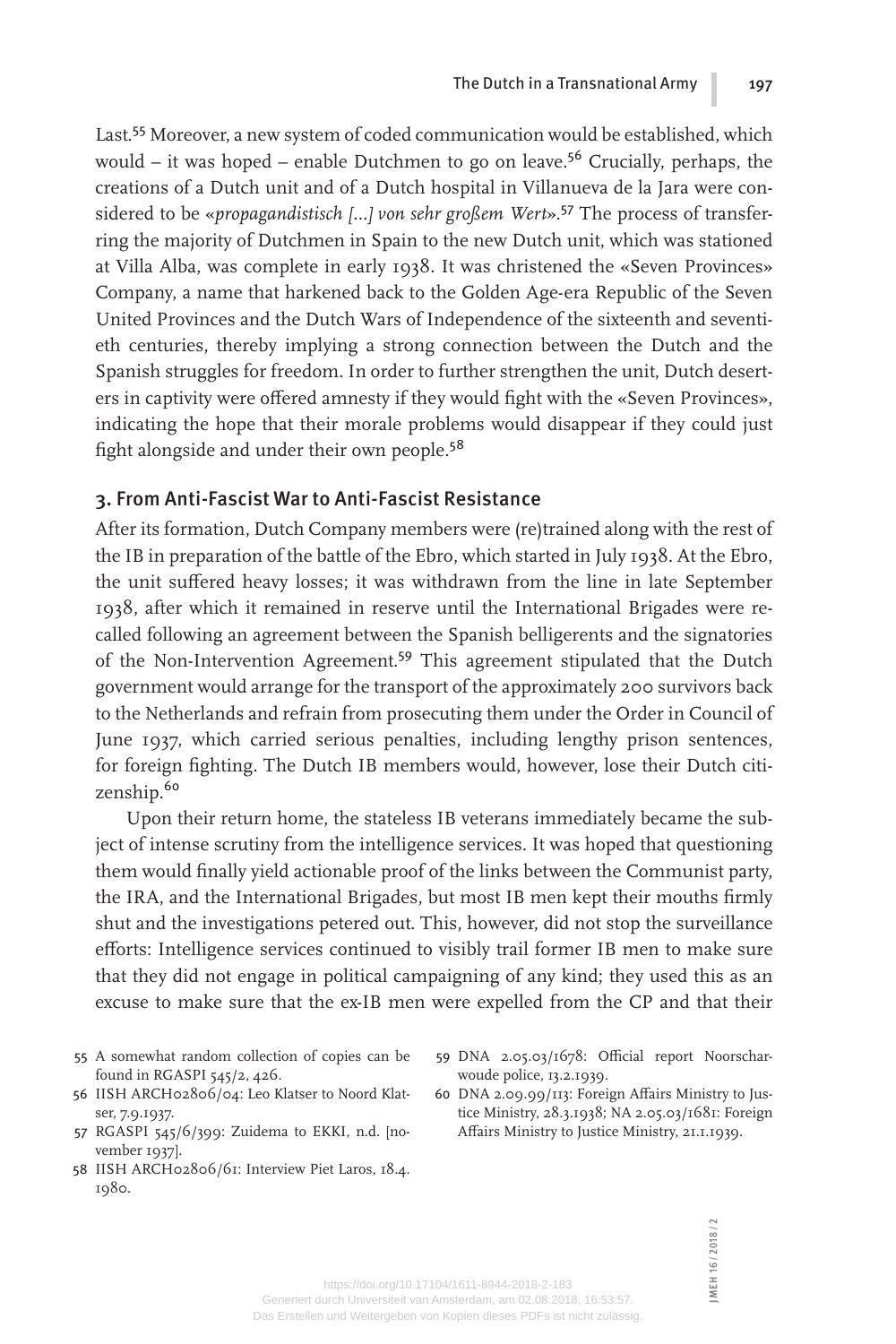Last.[55] Moreover, a new system of coded communication would be established, which would – it was hoped – enable Dutchmen to go on leave.[56] Crucially, perhaps, the creations of a Dutch unit and of a Dutch hospital in Villanueva de la Jara were considered to be «*propagandistisch [...] von sehr großem Wert*».[57] The process of transferring the majority of Dutchmen in Spain to the new Dutch unit, which was stationed at Villa Alba, was complete in early 1938. It was christened the «Seven Provinces» Company, a name that harkened back to the Golden Age-era Republic of the Seven United Provinces and the Dutch Wars of Independence of the sixteenth and seventieth centuries, thereby implying a strong connection between the Dutch and the Spanish struggles for freedom. In order to further strengthen the unit, Dutch deserters in captivity were offered amnesty if they would fight with the «Seven Provinces», indicating the hope that their morale problems would disappear if they could just fight alongside and under their own people.[58]

## 3. From Anti-Fascist War to Anti-Fascist Resistance

After its formation, Dutch Company members were (re)trained along with the rest of the IB in preparation of the battle of the Ebro, which started in July 1938. At the Ebro, the unit suffered heavy losses; it was withdrawn from the line in late September 1938, after which it remained in reserve until the International Brigades were recalled following an agreement between the Spanish belligerents and the signatories of the Non-Intervention Agreement.[59] This agreement stipulated that the Dutch government would arrange for the transport of the approximately 200 survivors back to the Netherlands and refrain from prosecuting them under the Order in Council of June 1937, which carried serious penalties, including lengthy prison sentences, for foreign fighting. The Dutch IB members would, however, lose their Dutch citizenship.[60]

Upon their return home, the stateless IB veterans immediately became the subject of intense scrutiny from the intelligence services. It was hoped that questioning them would finally yield actionable proof of the links between the Communist party, the IRA, and the International Brigades, but most IB men kept their mouths firmly shut and the investigations petered out. This, however, did not stop the surveillance efforts: Intelligence services continued to visibly trail former IB men to make sure that they did not engage in political campaigning of any kind; they used this as an excuse to make sure that the ex-IB men were expelled from the CP and that their

55 A somewhat random collection of copies can be found in RGASPI 545/2, 426.

56 IISH ARCH02806/04: Leo Klatser to Noord Klatser, 7.9.1937.

57 RGASPI 545/6/399: Zuidema to EKKI, n.d. [november 1937].

58 IISH ARCH02806/61: Interview Piet Laros, 18.4.1980.

59 DNA 2.05.03/1678: Official report Noorscharwoude police, 13.2.1939.

60 DNA 2.09.99/113: Foreign Affairs Ministry to Justice Ministry, 28.3.1938; NA 2.05.03/1681: Foreign Affairs Ministry to Justice Ministry, 21.1.1939.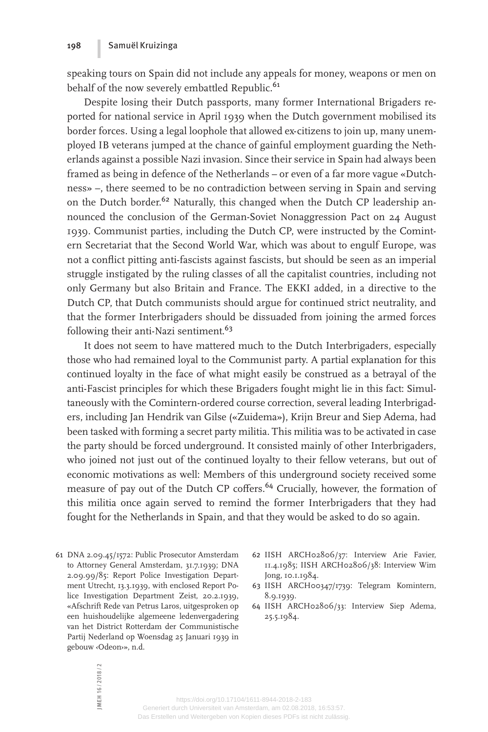speaking tours on Spain did not include any appeals for money, weapons or men on behalf of the now severely embattled Republic.[61]

Despite losing their Dutch passports, many former International Brigaders reported for national service in April 1939 when the Dutch government mobilised its border forces. Using a legal loophole that allowed ex-citizens to join up, many unemployed IB veterans jumped at the chance of gainful employment guarding the Netherlands against a possible Nazi invasion. Since their service in Spain had always been framed as being in defence of the Netherlands – or even of a far more vague «Dutchness» –, there seemed to be no contradiction between serving in Spain and serving on the Dutch border.[62] Naturally, this changed when the Dutch CP leadership announced the conclusion of the German-Soviet Nonaggression Pact on 24 August 1939. Communist parties, including the Dutch CP, were instructed by the Comintern Secretariat that the Second World War, which was about to engulf Europe, was not a conflict pitting anti-fascists against fascists, but should be seen as an imperial struggle instigated by the ruling classes of all the capitalist countries, including not only Germany but also Britain and France. The EKKI added, in a directive to the Dutch CP, that Dutch communists should argue for continued strict neutrality, and that the former Interbrigaders should be dissuaded from joining the armed forces following their anti-Nazi sentiment.[63]

It does not seem to have mattered much to the Dutch Interbrigaders, especially those who had remained loyal to the Communist party. A partial explanation for this continued loyalty in the face of what might easily be construed as a betrayal of the anti-Fascist principles for which these Brigaders fought might lie in this fact: Simultaneously with the Comintern-ordered course correction, several leading Interbrigaders, including Jan Hendrik van Gilse («Zuidema»), Krijn Breur and Siep Adema, had been tasked with forming a secret party militia. This militia was to be activated in case the party should be forced underground. It consisted mainly of other Interbrigaders, who joined not just out of the continued loyalty to their fellow veterans, but out of economic motivations as well: Members of this underground society received some measure of pay out of the Dutch CP coffers.[64] Crucially, however, the formation of this militia once again served to remind the former Interbrigaders that they had fought for the Netherlands in Spain, and that they would be asked to do so again.

61 DNA 2.09.45/1572: Public Prosecutor Amsterdam to Attorney General Amsterdam, 31.7.1939; DNA 2.09.99/85: Report Police Investigation Department Utrecht, 13.3.1939, with enclosed Report Police Investigation Department Zeist, 20.2.1939, «Afschrift Rede van Petrus Laros, uitgesproken op een huishoudelijke algemeene ledenvergadering van het District Rotterdam der Communistische Partij Nederland op Woensdag 25 Januari 1939 in gebouw ‹Odeon›», n.d.

62 IISH ARCH02806/37: Interview Arie Favier, 11.4.1985; IISH ARCH02806/38: Interview Wim Jong, 10.1.1984.

63 IISH ARCH00347/1739: Telegram Komintern, 8.9.1939.

64 IISH ARCH02806/33: Interview Siep Adema, 25.5.1984.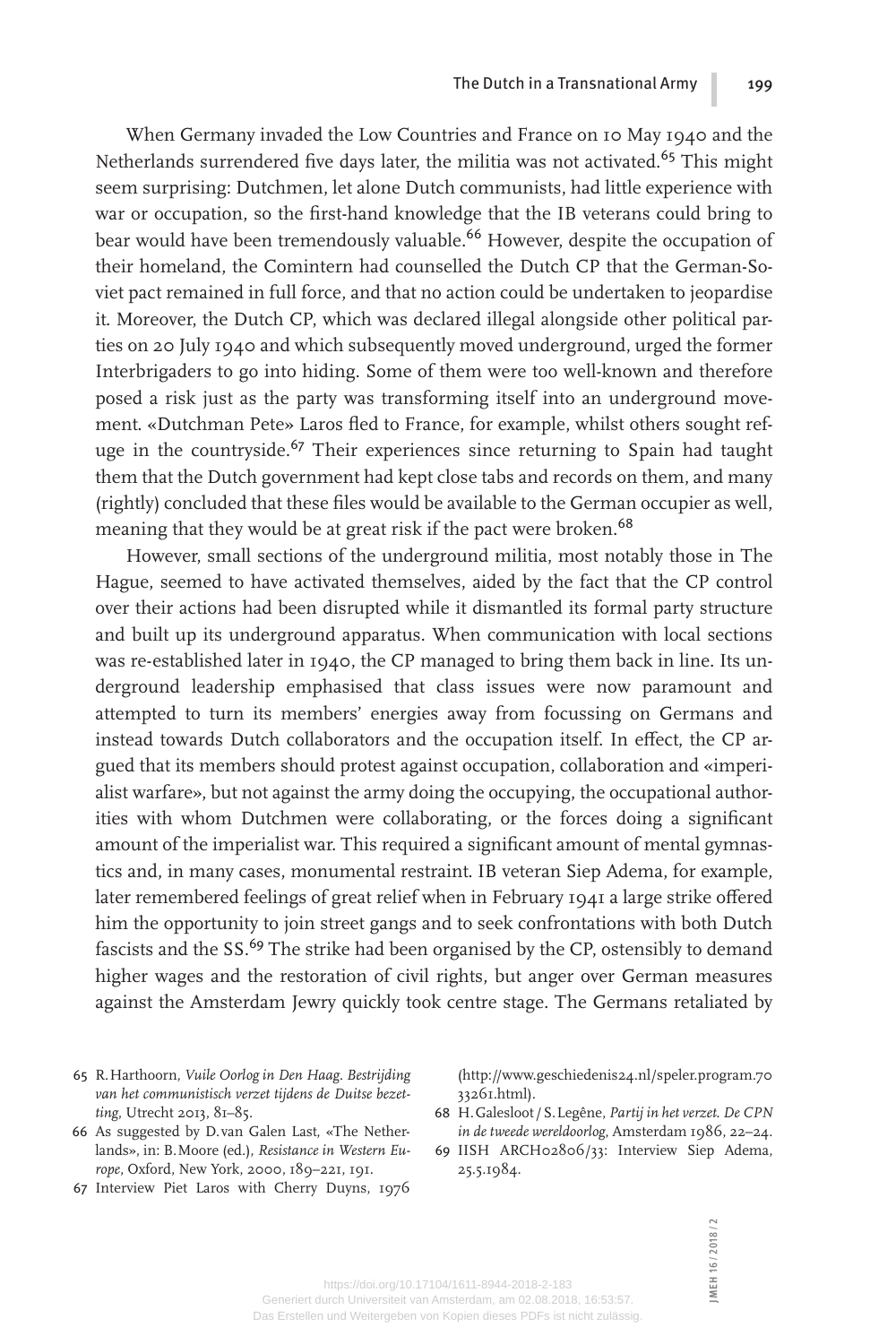When Germany invaded the Low Countries and France on 10 May 1940 and the Netherlands surrendered five days later, the militia was not activated.[65] This might seem surprising: Dutchmen, let alone Dutch communists, had little experience with war or occupation, so the first-hand knowledge that the IB veterans could bring to bear would have been tremendously valuable.[66] However, despite the occupation of their homeland, the Comintern had counselled the Dutch CP that the German-Soviet pact remained in full force, and that no action could be undertaken to jeopardise it. Moreover, the Dutch CP, which was declared illegal alongside other political parties on 20 July 1940 and which subsequently moved underground, urged the former Interbrigaders to go into hiding. Some of them were too well-known and therefore posed a risk just as the party was transforming itself into an underground movement. «Dutchman Pete» Laros fled to France, for example, whilst others sought refuge in the countryside.[67] Their experiences since returning to Spain had taught them that the Dutch government had kept close tabs and records on them, and many (rightly) concluded that these files would be available to the German occupier as well, meaning that they would be at great risk if the pact were broken.[68]

However, small sections of the underground militia, most notably those in The Hague, seemed to have activated themselves, aided by the fact that the CP control over their actions had been disrupted while it dismantled its formal party structure and built up its underground apparatus. When communication with local sections was re-established later in 1940, the CP managed to bring them back in line. Its underground leadership emphasised that class issues were now paramount and attempted to turn its members' energies away from focussing on Germans and instead towards Dutch collaborators and the occupation itself. In effect, the CP argued that its members should protest against occupation, collaboration and «imperialist warfare», but not against the army doing the occupying, the occupational authorities with whom Dutchmen were collaborating, or the forces doing a significant amount of the imperialist war. This required a significant amount of mental gymnastics and, in many cases, monumental restraint. IB veteran Siep Adema, for example, later remembered feelings of great relief when in February 1941 a large strike offered him the opportunity to join street gangs and to seek confrontations with both Dutch fascists and the SS.[69] The strike had been organised by the CP, ostensibly to demand higher wages and the restoration of civil rights, but anger over German measures against the Amsterdam Jewry quickly took centre stage. The Germans retaliated by

65 R. Harthoorn, *Vuile Oorlog in Den Haag. Bestrijding van het communistisch verzet tijdens de Duitse bezetting*, Utrecht 2013, 81–85.

66 As suggested by D. van Galen Last, «The Netherlands», in: B. Moore (ed.), *Resistance in Western Europe*, Oxford, New York, 2000, 189–221, 191.

67 Interview Piet Laros with Cherry Duyns, 1976 (http://www.geschiedenis24.nl/speler.program.7033261.html).

68 H. Galesloot / S. Legêne, *Partij in het verzet. De CPN in de tweede wereldoorlog*, Amsterdam 1986, 22–24.

69 IISH ARCH02806/33: Interview Siep Adema, 25.5.1984.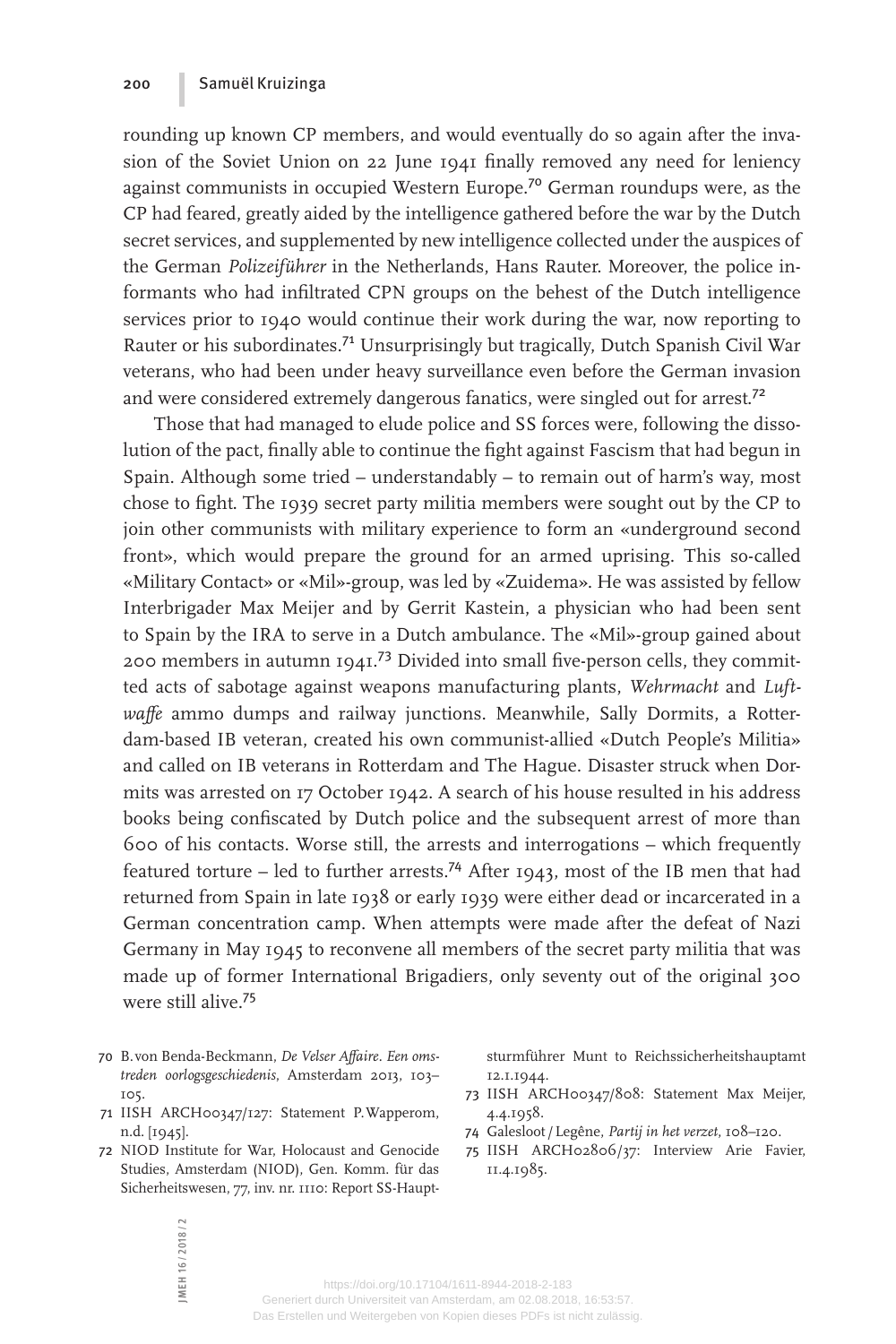rounding up known CP members, and would eventually do so again after the invasion of the Soviet Union on 22 June 1941 finally removed any need for leniency against communists in occupied Western Europe.[70] German roundups were, as the CP had feared, greatly aided by the intelligence gathered before the war by the Dutch secret services, and supplemented by new intelligence collected under the auspices of the German *Polizeiführer* in the Netherlands, Hans Rauter. Moreover, the police informants who had infiltrated CPN groups on the behest of the Dutch intelligence services prior to 1940 would continue their work during the war, now reporting to Rauter or his subordinates.[71] Unsurprisingly but tragically, Dutch Spanish Civil War veterans, who had been under heavy surveillance even before the German invasion and were considered extremely dangerous fanatics, were singled out for arrest.[72]

Those that had managed to elude police and SS forces were, following the dissolution of the pact, finally able to continue the fight against Fascism that had begun in Spain. Although some tried – understandably – to remain out of harm's way, most chose to fight. The 1939 secret party militia members were sought out by the CP to join other communists with military experience to form an «underground second front», which would prepare the ground for an armed uprising. This so-called «Military Contact» or «Mil»-group, was led by «Zuidema». He was assisted by fellow Interbrigader Max Meijer and by Gerrit Kastein, a physician who had been sent to Spain by the IRA to serve in a Dutch ambulance. The «Mil»-group gained about 200 members in autumn 1941.[73] Divided into small five-person cells, they committed acts of sabotage against weapons manufacturing plants, *Wehrmacht* and *Luftwaffe* ammo dumps and railway junctions. Meanwhile, Sally Dormits, a Rotterdam-based IB veteran, created his own communist-allied «Dutch People's Militia» and called on IB veterans in Rotterdam and The Hague. Disaster struck when Dormits was arrested on 17 October 1942. A search of his house resulted in his address books being confiscated by Dutch police and the subsequent arrest of more than 600 of his contacts. Worse still, the arrests and interrogations – which frequently featured torture – led to further arrests.[74] After 1943, most of the IB men that had returned from Spain in late 1938 or early 1939 were either dead or incarcerated in a German concentration camp. When attempts were made after the defeat of Nazi Germany in May 1945 to reconvene all members of the secret party militia that was made up of former International Brigadiers, only seventy out of the original 300 were still alive.[75]

70 B. von Benda-Beckmann, *De Velser Affaire. Een omstreden oorlogsgeschiedenis*, Amsterdam 2013, 103–105.

71 IISH ARCH00347/127: Statement P. Wapperom, n.d. [1945].

72 NIOD Institute for War, Holocaust and Genocide Studies, Amsterdam (NIOD), Gen. Komm. für das Sicherheitswesen, 77, inv. nr. 1110: Report SS-Hauptsturmführer Munt to Reichssicherheitshauptamt 12.1.1944.

73 IISH ARCH00347/808: Statement Max Meijer, 4.4.1958.

74 Galesloot / Legêne, *Partij in het verzet*, 108–120.

75 IISH ARCH02806/37: Interview Arie Favier, 11.4.1985.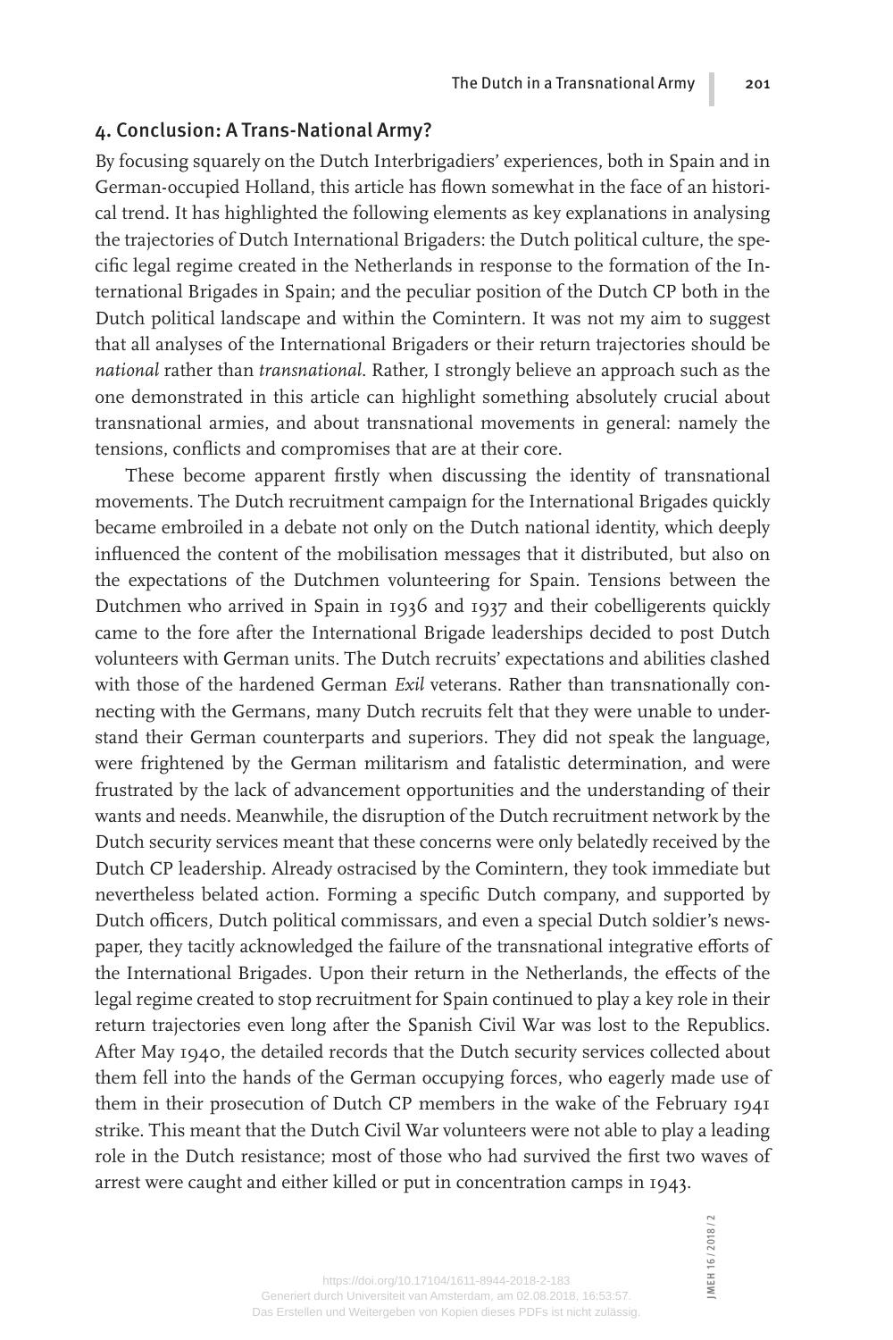## 4. Conclusion: A Trans-National Army?

By focusing squarely on the Dutch Interbrigadiers' experiences, both in Spain and in German-occupied Holland, this article has flown somewhat in the face of an historical trend. It has highlighted the following elements as key explanations in analysing the trajectories of Dutch International Brigaders: the Dutch political culture, the specific legal regime created in the Netherlands in response to the formation of the International Brigades in Spain; and the peculiar position of the Dutch CP both in the Dutch political landscape and within the Comintern. It was not my aim to suggest that all analyses of the International Brigaders or their return trajectories should be *national* rather than *transnational*. Rather, I strongly believe an approach such as the one demonstrated in this article can highlight something absolutely crucial about transnational armies, and about transnational movements in general: namely the tensions, conflicts and compromises that are at their core.

These become apparent firstly when discussing the identity of transnational movements. The Dutch recruitment campaign for the International Brigades quickly became embroiled in a debate not only on the Dutch national identity, which deeply influenced the content of the mobilisation messages that it distributed, but also on the expectations of the Dutchmen volunteering for Spain. Tensions between the Dutchmen who arrived in Spain in 1936 and 1937 and their cobelligerents quickly came to the fore after the International Brigade leaderships decided to post Dutch volunteers with German units. The Dutch recruits' expectations and abilities clashed with those of the hardened German *Exil* veterans. Rather than transnationally connecting with the Germans, many Dutch recruits felt that they were unable to understand their German counterparts and superiors. They did not speak the language, were frightened by the German militarism and fatalistic determination, and were frustrated by the lack of advancement opportunities and the understanding of their wants and needs. Meanwhile, the disruption of the Dutch recruitment network by the Dutch security services meant that these concerns were only belatedly received by the Dutch CP leadership. Already ostracised by the Comintern, they took immediate but nevertheless belated action. Forming a specific Dutch company, and supported by Dutch officers, Dutch political commissars, and even a special Dutch soldier's newspaper, they tacitly acknowledged the failure of the transnational integrative efforts of the International Brigades. Upon their return in the Netherlands, the effects of the legal regime created to stop recruitment for Spain continued to play a key role in their return trajectories even long after the Spanish Civil War was lost to the Republics. After May 1940, the detailed records that the Dutch security services collected about them fell into the hands of the German occupying forces, who eagerly made use of them in their prosecution of Dutch CP members in the wake of the February 1941 strike. This meant that the Dutch Civil War volunteers were not able to play a leading role in the Dutch resistance; most of those who had survived the first two waves of arrest were caught and either killed or put in concentration camps in 1943.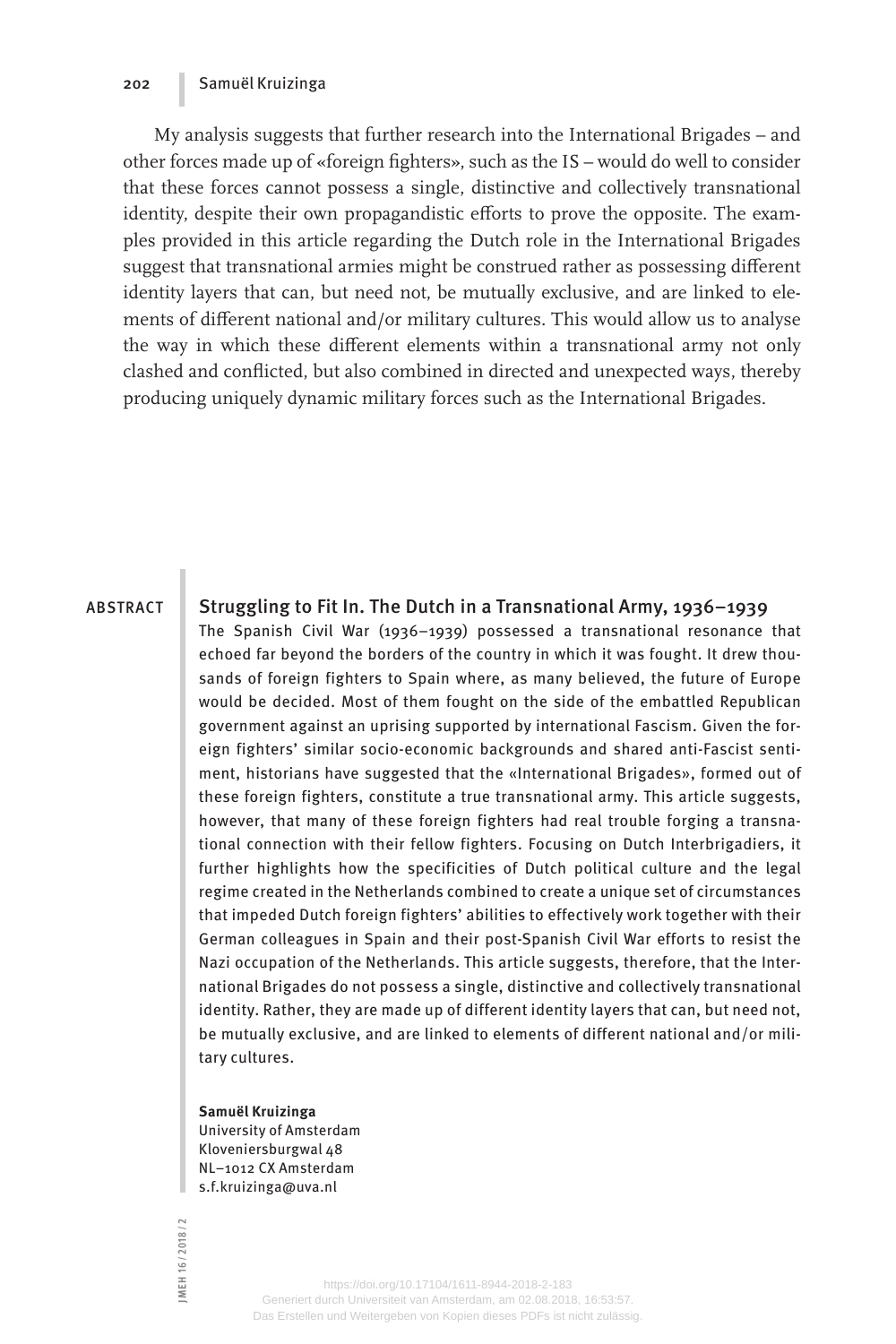My analysis suggests that further research into the International Brigades – and other forces made up of «foreign fighters», such as the IS – would do well to consider that these forces cannot possess a single, distinctive and collectively transnational identity, despite their own propagandistic efforts to prove the opposite. The examples provided in this article regarding the Dutch role in the International Brigades suggest that transnational armies might be construed rather as possessing different identity layers that can, but need not, be mutually exclusive, and are linked to elements of different national and/or military cultures. This would allow us to analyse the way in which these different elements within a transnational army not only clashed and conflicted, but also combined in directed and unexpected ways, thereby producing uniquely dynamic military forces such as the International Brigades.

ABSTRACT

## Struggling to Fit In. The Dutch in a Transnational Army, 1936–1939

The Spanish Civil War (1936–1939) possessed a transnational resonance that echoed far beyond the borders of the country in which it was fought. It drew thousands of foreign fighters to Spain where, as many believed, the future of Europe would be decided. Most of them fought on the side of the embattled Republican government against an uprising supported by international Fascism. Given the foreign fighters' similar socio-economic backgrounds and shared anti-Fascist sentiment, historians have suggested that the «International Brigades», formed out of these foreign fighters, constitute a true transnational army. This article suggests, however, that many of these foreign fighters had real trouble forging a transnational connection with their fellow fighters. Focusing on Dutch Interbrigadiers, it further highlights how the specificities of Dutch political culture and the legal regime created in the Netherlands combined to create a unique set of circumstances that impeded Dutch foreign fighters' abilities to effectively work together with their German colleagues in Spain and their post-Spanish Civil War efforts to resist the Nazi occupation of the Netherlands. This article suggests, therefore, that the International Brigades do not possess a single, distinctive and collectively transnational identity. Rather, they are made up of different identity layers that can, but need not, be mutually exclusive, and are linked to elements of different national and/or military cultures.

**Samuël Kruizinga**
University of Amsterdam
Kloveniersburgwal 48
NL–1012 CX Amsterdam
s.f.kruizinga@uva.nl